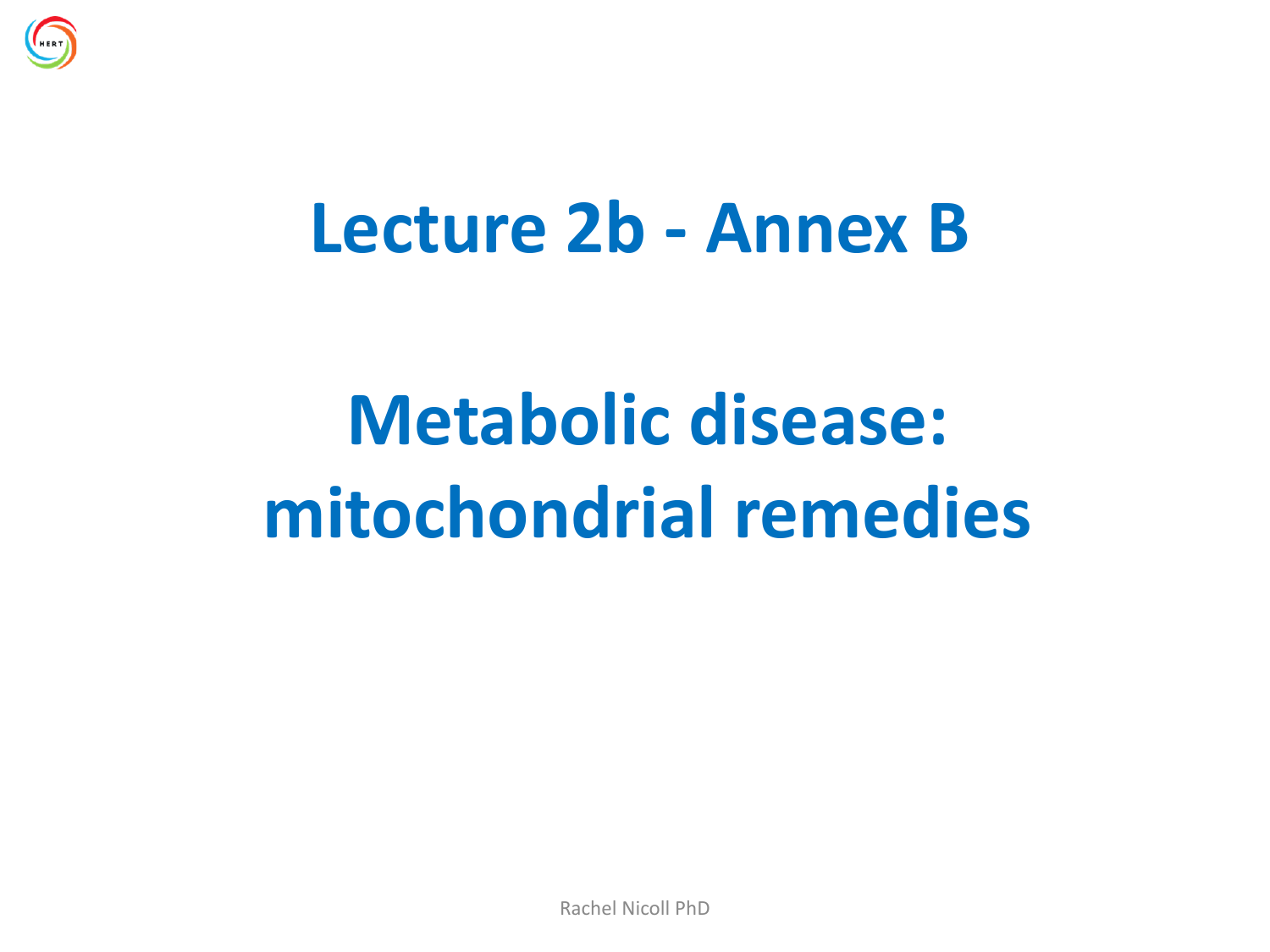# Lecture 2b - Annex B

# Metabolic disease: mitochondrial remedies

Rachel Nicoll PhD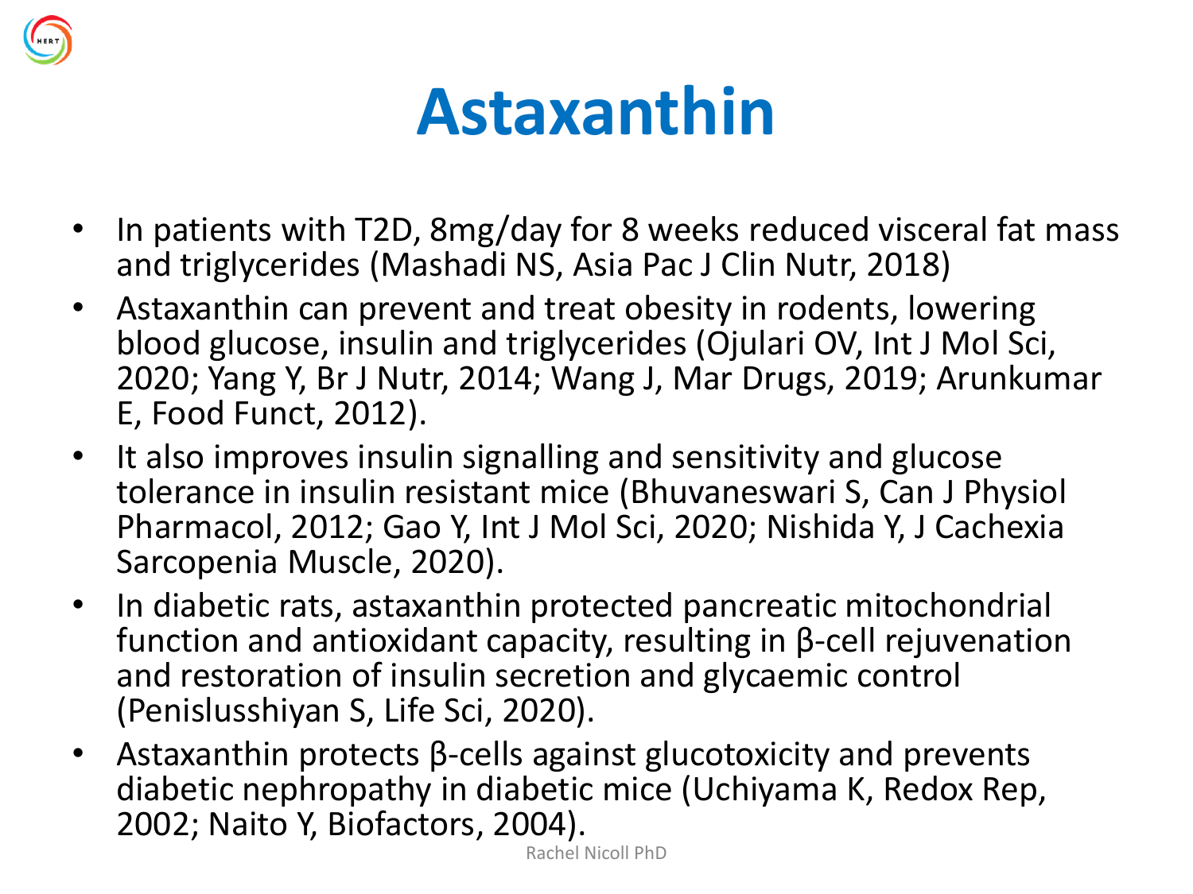# Astaxanthin

- In patients with T2D, 8mg/day for 8 weeks reduced visceral fat mass and triglycerides (Mashadi NS, Asia Pac J Clin Nutr, 2018)
- Astaxanthin can prevent and treat obesity in rodents, lowering blood glucose, insulin and triglycerides (Ojulari OV, Int J Mol Sci, 2020; Yang Y, Br J Nutr, 2014; Wang J, Mar Drugs, 2019; Arunkumar E, Food Funct, 2012).
- It also improves insulin signalling and sensitivity and glucose tolerance in insulin resistant mice (Bhuvaneswari S, Can J Physiol Pharmacol, 2012; Gao Y, Int J Mol Sci, 2020; Nishida Y, J Cachexia Sarcopenia Muscle, 2020).
- In diabetic rats, astaxanthin protected pancreatic mitochondrial function and antioxidant capacity, resulting in β-cell rejuvenation and restoration of insulin secretion and glycaemic control (Penislusshiyan S, Life Sci, 2020).
- Astaxanthin protects β-cells against glucotoxicity and prevents diabetic nephropathy in diabetic mice (Uchiyama K, Redox Rep, 2002; Naito Y, Biofactors, 2004).

Rachel Nicoll PhD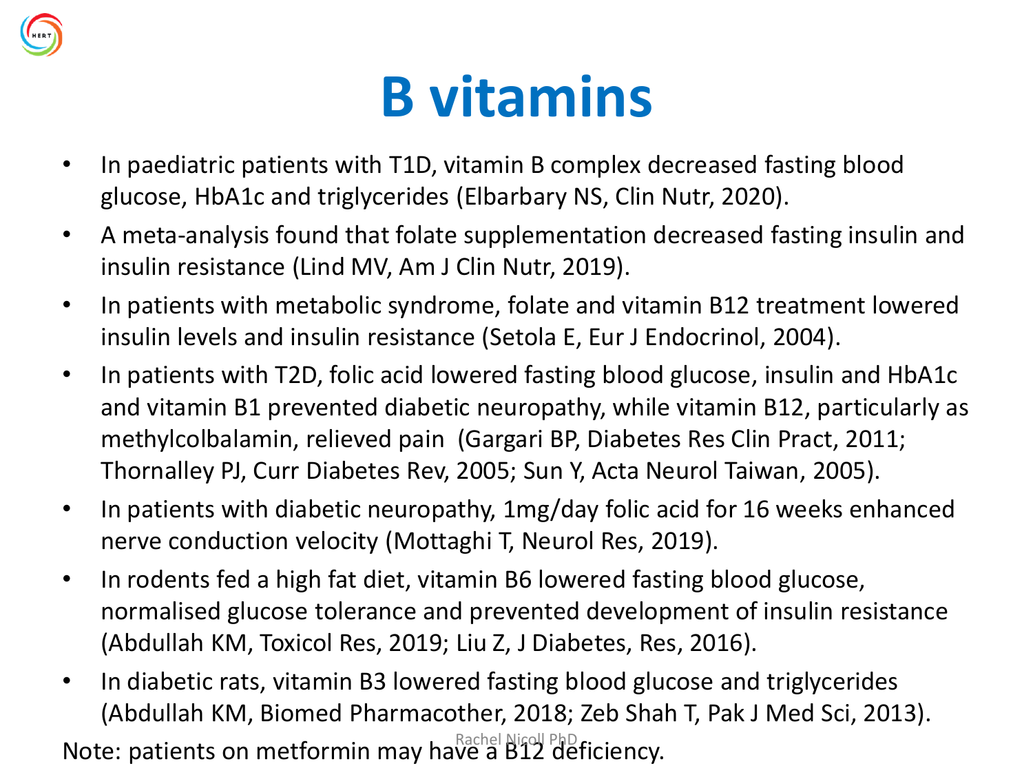# B vitamins

- In paediatric patients with T1D, vitamin B complex decreased fasting blood glucose, HbA1c and triglycerides (Elbarbary NS, Clin Nutr, 2020).
- A meta-analysis found that folate supplementation decreased fasting insulin and insulin resistance (Lind MV, Am J Clin Nutr, 2019).
- In patients with metabolic syndrome, folate and vitamin B12 treatment lowered insulin levels and insulin resistance (Setola E, Eur J Endocrinol, 2004).
- In patients with T2D, folic acid lowered fasting blood glucose, insulin and HbA1c and vitamin B1 prevented diabetic neuropathy, while vitamin B12, particularly as methylcolbalamin, relieved pain (Gargari BP, Diabetes Res Clin Pract, 2011; Thornalley PJ, Curr Diabetes Rev, 2005; Sun Y, Acta Neurol Taiwan, 2005).
- In patients with diabetic neuropathy, 1mg/day folic acid for 16 weeks enhanced nerve conduction velocity (Mottaghi T, Neurol Res, 2019).
- In rodents fed a high fat diet, vitamin B6 lowered fasting blood glucose, normalised glucose tolerance and prevented development of insulin resistance (Abdullah KM, Toxicol Res, 2019; Liu Z, J Diabetes, Res, 2016).
- In diabetic rats, vitamin B3 lowered fasting blood glucose and triglycerides (Abdullah KM, Biomed Pharmacother, 2018; Zeb Shah T, Pak J Med Sci, 2013).

Note: patients on metformin may have a B12 deficiency.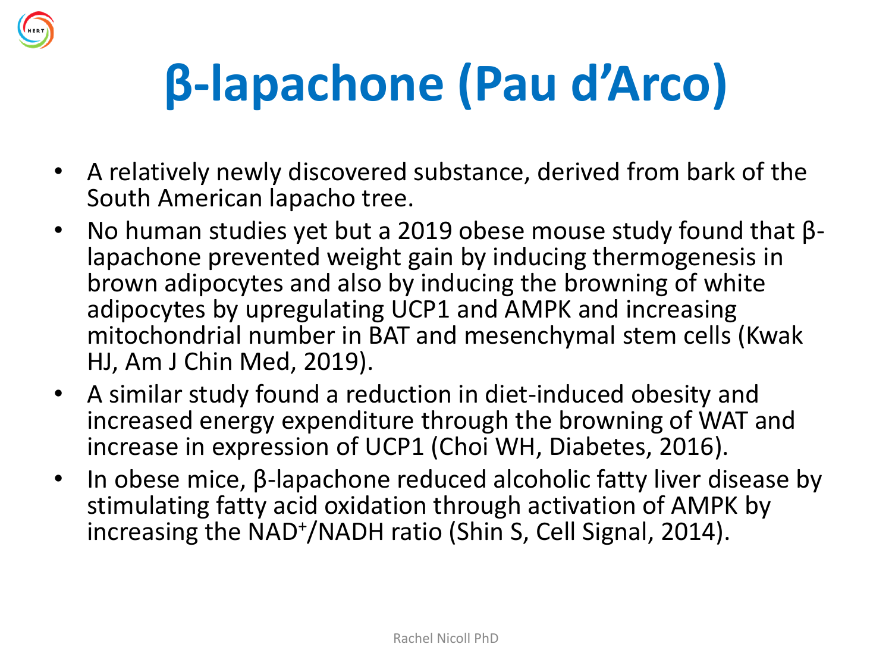# β-lapachone (Pau d'Arco)

- A relatively newly discovered substance, derived from bark of the South American lapacho tree.
- No human studies yet but a 2019 obese mouse study found that β-lapachone prevented weight gain by inducing thermogenesis in brown adipocytes and also by inducing the browning of white adipocytes by upregulating UCP1 and AMPK and increasing mitochondrial number in BAT and mesenchymal stem cells (Kwak HJ, Am J Chin Med, 2019).
- A similar study found a reduction in diet-induced obesity and increased energy expenditure through the browning of WAT and increase in expression of UCP1 (Choi WH, Diabetes, 2016).
- In obese mice, β-lapachone reduced alcoholic fatty liver disease by stimulating fatty acid oxidation through activation of AMPK by increasing the $NAD^+$/NADH ratio (Shin S, Cell Signal, 2014).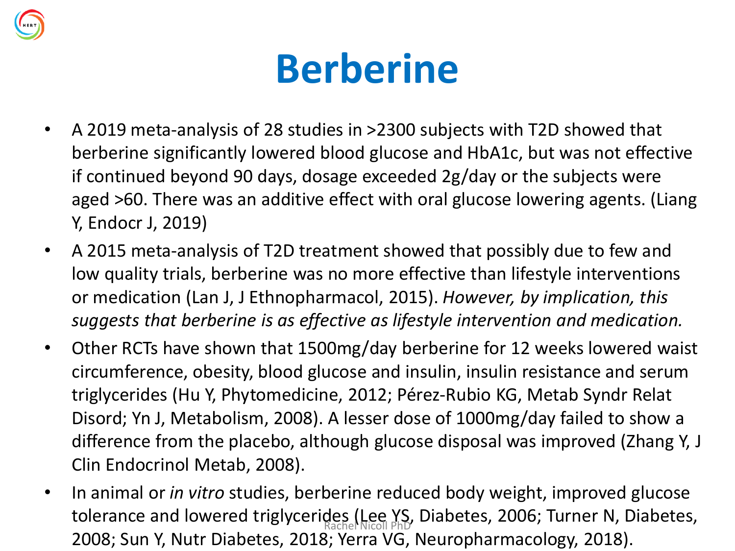# Berberine

- A 2019 meta-analysis of 28 studies in >2300 subjects with T2D showed that berberine significantly lowered blood glucose and HbA1c, but was not effective if continued beyond 90 days, dosage exceeded 2g/day or the subjects were aged >60. There was an additive effect with oral glucose lowering agents. (Liang Y, Endocr J, 2019)
- A 2015 meta-analysis of T2D treatment showed that possibly due to few and low quality trials, berberine was no more effective than lifestyle interventions or medication (Lan J, J Ethnopharmacol, 2015). *However, by implication, this suggests that berberine is as effective as lifestyle intervention and medication.*
- Other RCTs have shown that 1500mg/day berberine for 12 weeks lowered waist circumference, obesity, blood glucose and insulin, insulin resistance and serum triglycerides (Hu Y, Phytomedicine, 2012; Pérez-Rubio KG, Metab Syndr Relat Disord; Yn J, Metabolism, 2008). A lesser dose of 1000mg/day failed to show a difference from the placebo, although glucose disposal was improved (Zhang Y, J Clin Endocrinol Metab, 2008).
- In animal or *in vitro* studies, berberine reduced body weight, improved glucose tolerance and lowered triglycerides (Lee YS, Diabetes, 2006; Turner N, Diabetes, 2008; Sun Y, Nutr Diabetes, 2018; Yerra VG, Neuropharmacology, 2018).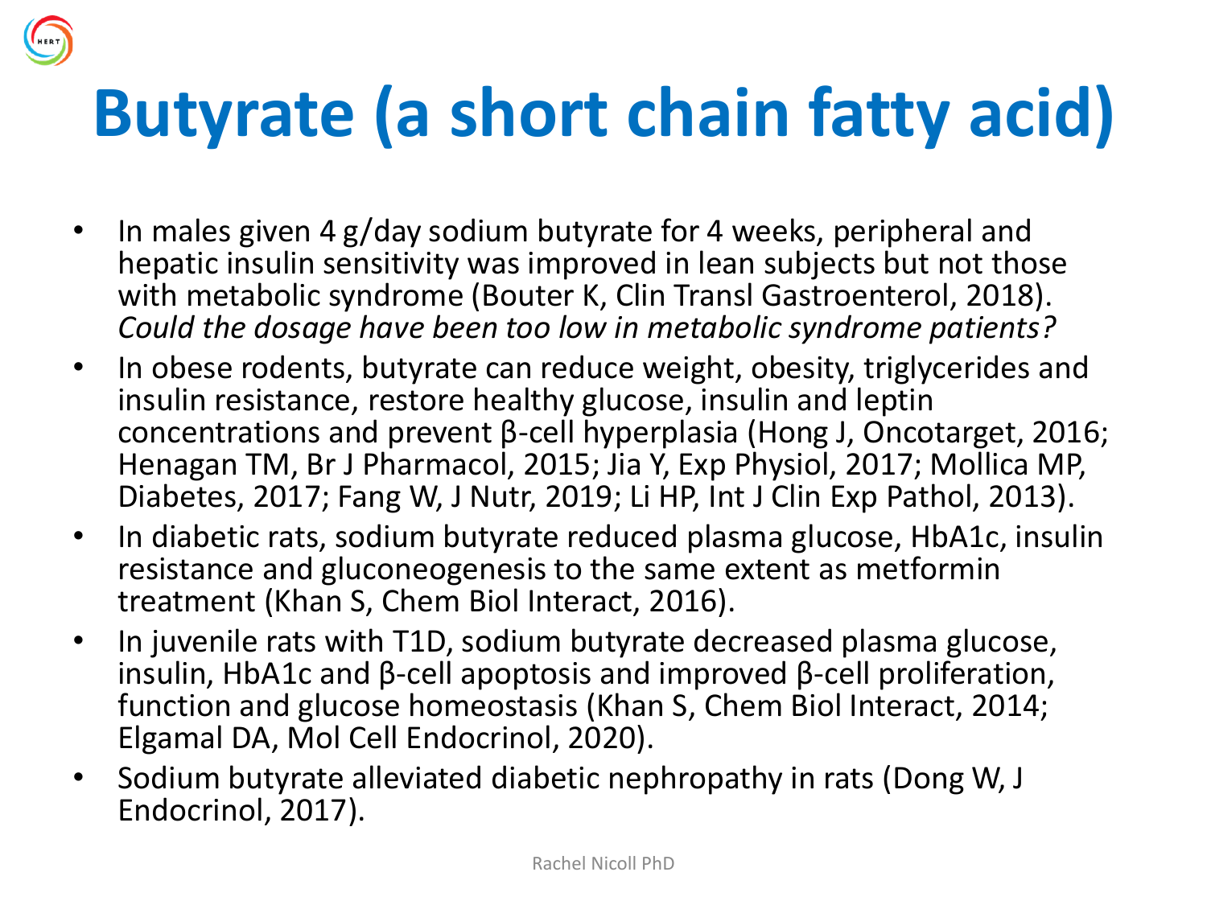# Butyrate (a short chain fatty acid)

- In males given 4 g/day sodium butyrate for 4 weeks, peripheral and hepatic insulin sensitivity was improved in lean subjects but not those with metabolic syndrome (Bouter K, Clin Transl Gastroenterol, 2018). *Could the dosage have been too low in metabolic syndrome patients?*
- In obese rodents, butyrate can reduce weight, obesity, triglycerides and insulin resistance, restore healthy glucose, insulin and leptin concentrations and prevent β-cell hyperplasia (Hong J, Oncotarget, 2016; Henagan TM, Br J Pharmacol, 2015; Jia Y, Exp Physiol, 2017; Mollica MP, Diabetes, 2017; Fang W, J Nutr, 2019; Li HP, Int J Clin Exp Pathol, 2013).
- In diabetic rats, sodium butyrate reduced plasma glucose, HbA1c, insulin resistance and gluconeogenesis to the same extent as metformin treatment (Khan S, Chem Biol Interact, 2016).
- In juvenile rats with T1D, sodium butyrate decreased plasma glucose, insulin, HbA1c and β-cell apoptosis and improved β-cell proliferation, function and glucose homeostasis (Khan S, Chem Biol Interact, 2014; Elgamal DA, Mol Cell Endocrinol, 2020).
- Sodium butyrate alleviated diabetic nephropathy in rats (Dong W, J Endocrinol, 2017).

Rachel Nicoll PhD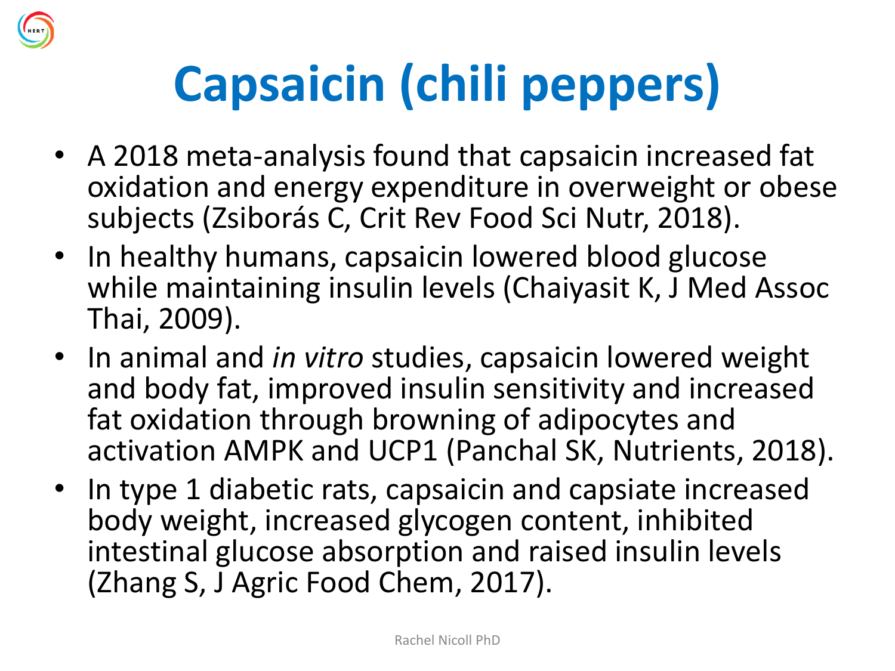# Capsaicin (chili peppers)

- A 2018 meta-analysis found that capsaicin increased fat oxidation and energy expenditure in overweight or obese subjects (Zsiborás C, Crit Rev Food Sci Nutr, 2018).
- In healthy humans, capsaicin lowered blood glucose while maintaining insulin levels (Chaiyasit K, J Med Assoc Thai, 2009).
- In animal and *in vitro* studies, capsaicin lowered weight and body fat, improved insulin sensitivity and increased fat oxidation through browning of adipocytes and activation AMPK and UCP1 (Panchal SK, Nutrients, 2018).
- In type 1 diabetic rats, capsaicin and capsiate increased body weight, increased glycogen content, inhibited intestinal glucose absorption and raised insulin levels (Zhang S, J Agric Food Chem, 2017).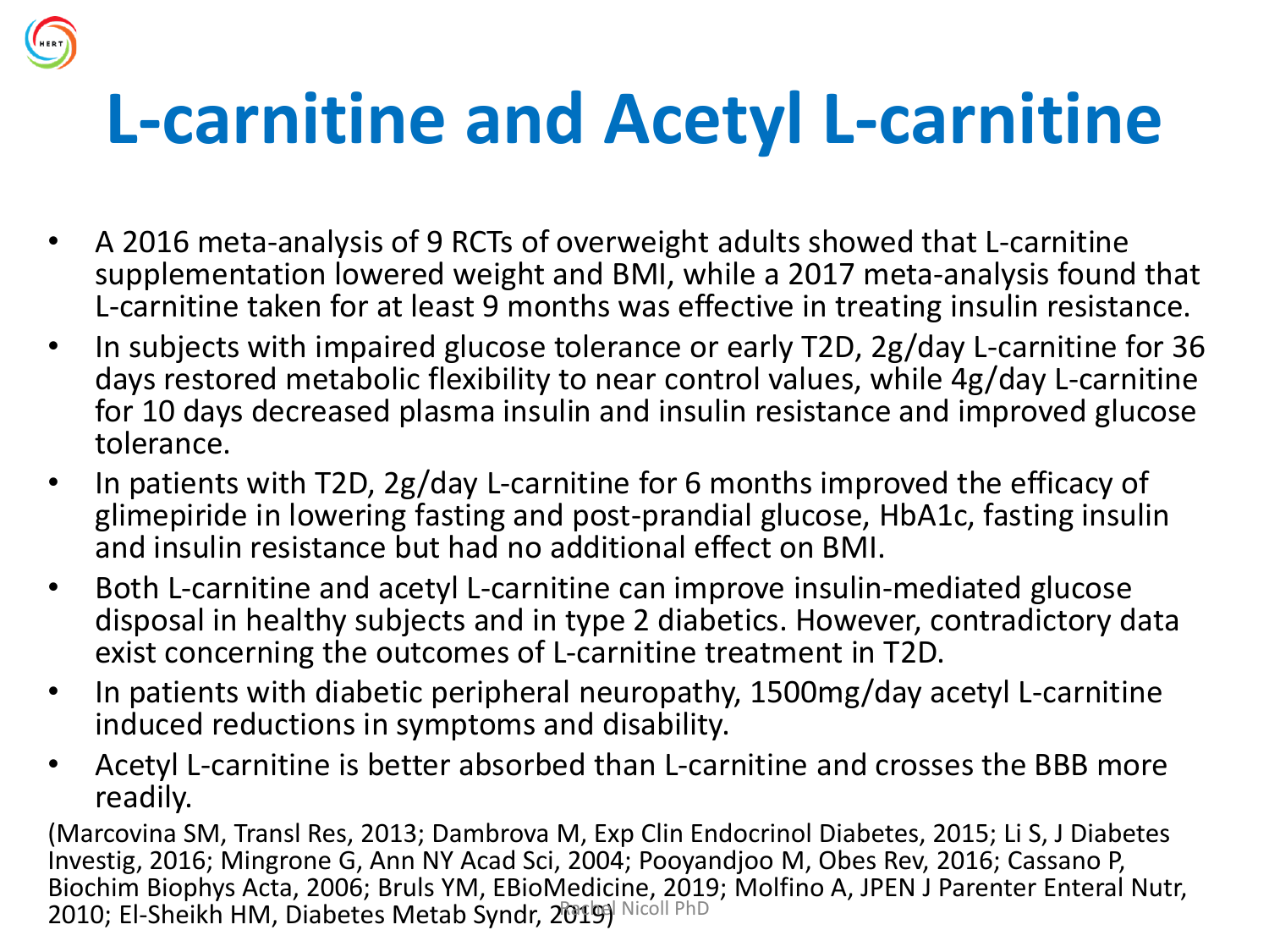# L-carnitine and Acetyl L-carnitine

- A 2016 meta-analysis of 9 RCTs of overweight adults showed that L-carnitine supplementation lowered weight and BMI, while a 2017 meta-analysis found that L-carnitine taken for at least 9 months was effective in treating insulin resistance.
- In subjects with impaired glucose tolerance or early T2D, 2g/day L-carnitine for 36 days restored metabolic flexibility to near control values, while 4g/day L-carnitine for 10 days decreased plasma insulin and insulin resistance and improved glucose tolerance.
- In patients with T2D, 2g/day L-carnitine for 6 months improved the efficacy of glimepiride in lowering fasting and post-prandial glucose, HbA1c, fasting insulin and insulin resistance but had no additional effect on BMI.
- Both L-carnitine and acetyl L-carnitine can improve insulin-mediated glucose disposal in healthy subjects and in type 2 diabetics. However, contradictory data exist concerning the outcomes of L-carnitine treatment in T2D.
- In patients with diabetic peripheral neuropathy, 1500mg/day acetyl L-carnitine induced reductions in symptoms and disability.
- Acetyl L-carnitine is better absorbed than L-carnitine and crosses the BBB more readily.

(Marcovina SM, Transl Res, 2013; Dambrova M, Exp Clin Endocrinol Diabetes, 2015; Li S, J Diabetes Investig, 2016; Mingrone G, Ann NY Acad Sci, 2004; Pooyandjoo M, Obes Rev, 2016; Cassano P, Biochim Biophys Acta, 2006; Bruls YM, EBioMedicine, 2019; Molfino A, JPEN J Parenter Enteral Nutr, 2010; El-Sheikh HM, Diabetes Metab Syndr, 2019)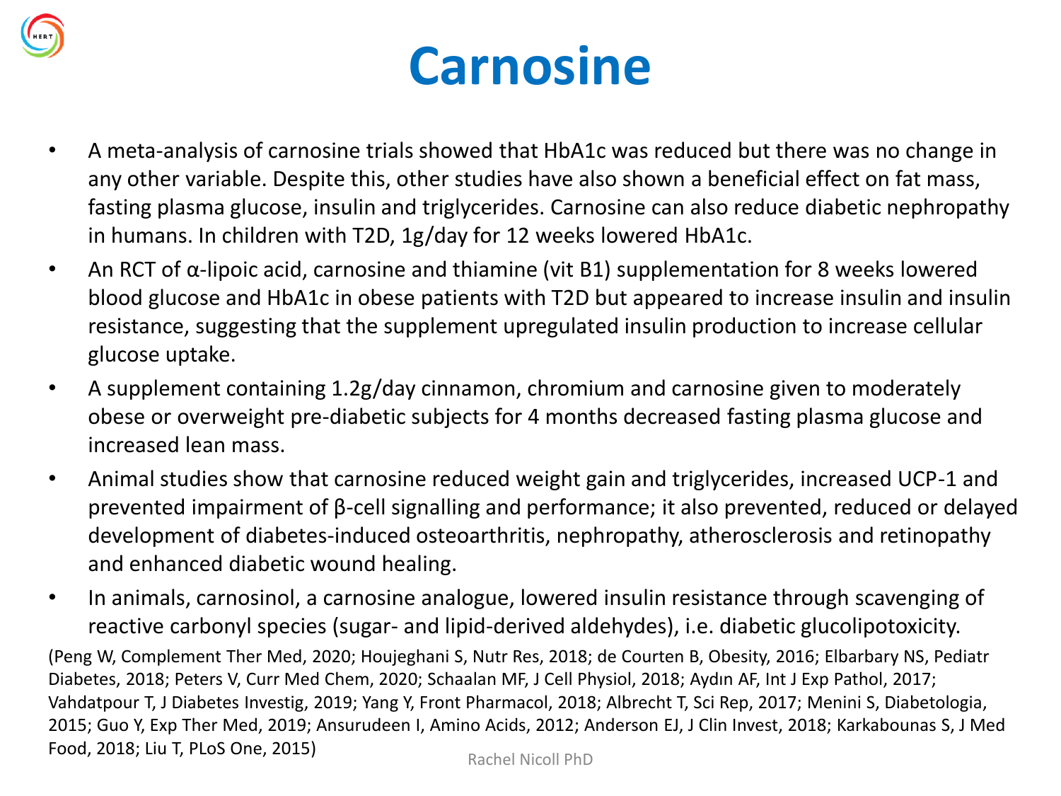# Carnosine

- A meta-analysis of carnosine trials showed that HbA1c was reduced but there was no change in any other variable. Despite this, other studies have also shown a beneficial effect on fat mass, fasting plasma glucose, insulin and triglycerides. Carnosine can also reduce diabetic nephropathy in humans. In children with T2D, 1g/day for 12 weeks lowered HbA1c.
- An RCT of α-lipoic acid, carnosine and thiamine (vit B1) supplementation for 8 weeks lowered blood glucose and HbA1c in obese patients with T2D but appeared to increase insulin and insulin resistance, suggesting that the supplement upregulated insulin production to increase cellular glucose uptake.
- A supplement containing 1.2g/day cinnamon, chromium and carnosine given to moderately obese or overweight pre-diabetic subjects for 4 months decreased fasting plasma glucose and increased lean mass.
- Animal studies show that carnosine reduced weight gain and triglycerides, increased UCP-1 and prevented impairment of β-cell signalling and performance; it also prevented, reduced or delayed development of diabetes-induced osteoarthritis, nephropathy, atherosclerosis and retinopathy and enhanced diabetic wound healing.
- In animals, carnosinol, a carnosine analogue, lowered insulin resistance through scavenging of reactive carbonyl species (sugar- and lipid-derived aldehydes), i.e. diabetic glucolipotoxicity.

(Peng W, Complement Ther Med, 2020; Houjeghani S, Nutr Res, 2018; de Courten B, Obesity, 2016; Elbarbary NS, Pediatr Diabetes, 2018; Peters V, Curr Med Chem, 2020; Schaalan MF, J Cell Physiol, 2018; Aydın AF, Int J Exp Pathol, 2017; Vahdatpour T, J Diabetes Investig, 2019; Yang Y, Front Pharmacol, 2018; Albrecht T, Sci Rep, 2017; Menini S, Diabetologia, 2015; Guo Y, Exp Ther Med, 2019; Ansurudeen I, Amino Acids, 2012; Anderson EJ, J Clin Invest, 2018; Karkabounas S, J Med Food, 2018; Liu T, PLoS One, 2015)

Rachel Nicoll PhD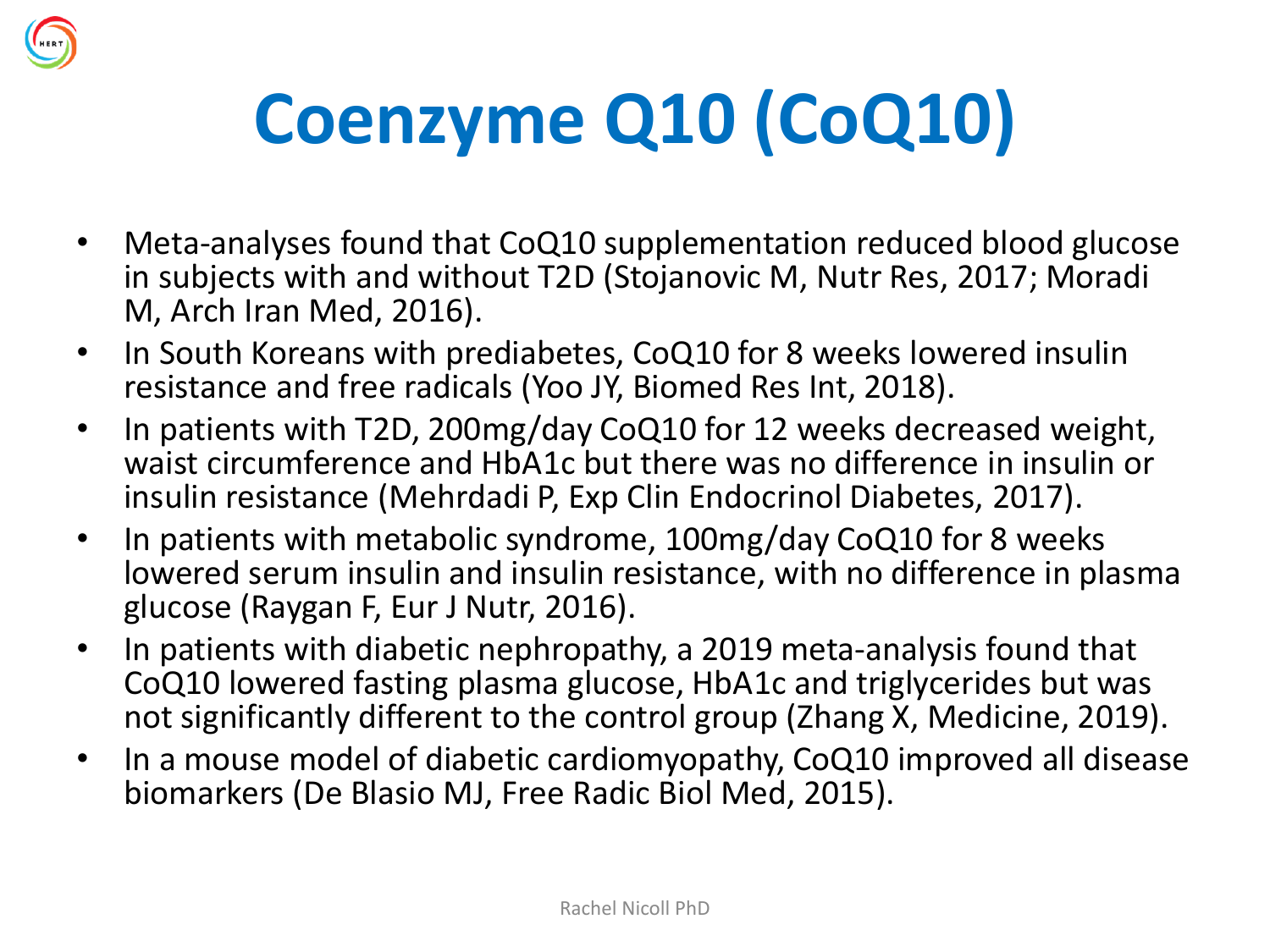# Coenzyme Q10 (CoQ10)

- Meta-analyses found that CoQ10 supplementation reduced blood glucose in subjects with and without T2D (Stojanovic M, Nutr Res, 2017; Moradi M, Arch Iran Med, 2016).
- In South Koreans with prediabetes, CoQ10 for 8 weeks lowered insulin resistance and free radicals (Yoo JY, Biomed Res Int, 2018).
- In patients with T2D, 200mg/day CoQ10 for 12 weeks decreased weight, waist circumference and HbA1c but there was no difference in insulin or insulin resistance (Mehrdadi P, Exp Clin Endocrinol Diabetes, 2017).
- In patients with metabolic syndrome, 100mg/day CoQ10 for 8 weeks lowered serum insulin and insulin resistance, with no difference in plasma glucose (Raygan F, Eur J Nutr, 2016).
- In patients with diabetic nephropathy, a 2019 meta-analysis found that CoQ10 lowered fasting plasma glucose, HbA1c and triglycerides but was not significantly different to the control group (Zhang X, Medicine, 2019).
- In a mouse model of diabetic cardiomyopathy, CoQ10 improved all disease biomarkers (De Blasio MJ, Free Radic Biol Med, 2015).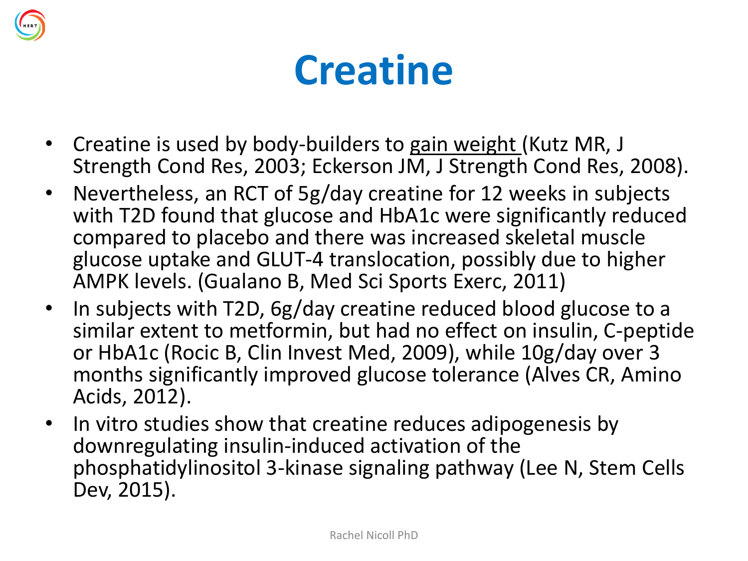# Creatine

- Creatine is used by body-builders to <u>gain weight</u> (Kutz MR, J Strength Cond Res, 2003; Eckerson JM, J Strength Cond Res, 2008).
- Nevertheless, an RCT of 5g/day creatine for 12 weeks in subjects with T2D found that glucose and HbA1c were significantly reduced compared to placebo and there was increased skeletal muscle glucose uptake and GLUT-4 translocation, possibly due to higher AMPK levels. (Gualano B, Med Sci Sports Exerc, 2011)
- In subjects with T2D, 6g/day creatine reduced blood glucose to a similar extent to metformin, but had no effect on insulin, C-peptide or HbA1c (Rocic B, Clin Invest Med, 2009), while 10g/day over 3 months significantly improved glucose tolerance (Alves CR, Amino Acids, 2012).
- In vitro studies show that creatine reduces adipogenesis by downregulating insulin-induced activation of the phosphatidylinositol 3-kinase signaling pathway (Lee N, Stem Cells Dev, 2015).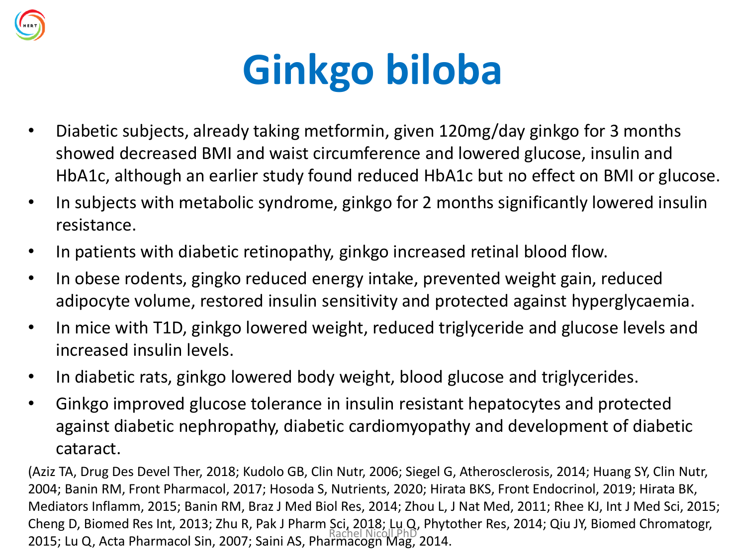# Ginkgo biloba

- Diabetic subjects, already taking metformin, given 120mg/day ginkgo for 3 months showed decreased BMI and waist circumference and lowered glucose, insulin and HbA1c, although an earlier study found reduced HbA1c but no effect on BMI or glucose.
- In subjects with metabolic syndrome, ginkgo for 2 months significantly lowered insulin resistance.
- In patients with diabetic retinopathy, ginkgo increased retinal blood flow.
- In obese rodents, gingko reduced energy intake, prevented weight gain, reduced adipocyte volume, restored insulin sensitivity and protected against hyperglycaemia.
- In mice with T1D, ginkgo lowered weight, reduced triglyceride and glucose levels and increased insulin levels.
- In diabetic rats, ginkgo lowered body weight, blood glucose and triglycerides.
- Ginkgo improved glucose tolerance in insulin resistant hepatocytes and protected against diabetic nephropathy, diabetic cardiomyopathy and development of diabetic cataract.

(Aziz TA, Drug Des Devel Ther, 2018; Kudolo GB, Clin Nutr, 2006; Siegel G, Atherosclerosis, 2014; Huang SY, Clin Nutr, 2004; Banin RM, Front Pharmacol, 2017; Hosoda S, Nutrients, 2020; Hirata BKS, Front Endocrinol, 2019; Hirata BK, Mediators Inflamm, 2015; Banin RM, Braz J Med Biol Res, 2014; Zhou L, J Nat Med, 2011; Rhee KJ, Int J Med Sci, 2015; Cheng D, Biomed Res Int, 2013; Zhu R, Pak J Pharm Sci, 2018; Lu Q, Phytother Res, 2014; Qiu JY, Biomed Chromatogr, 2015; Lu Q, Acta Pharmacol Sin, 2007; Saini AS, Pharmacogn Mag, 2014.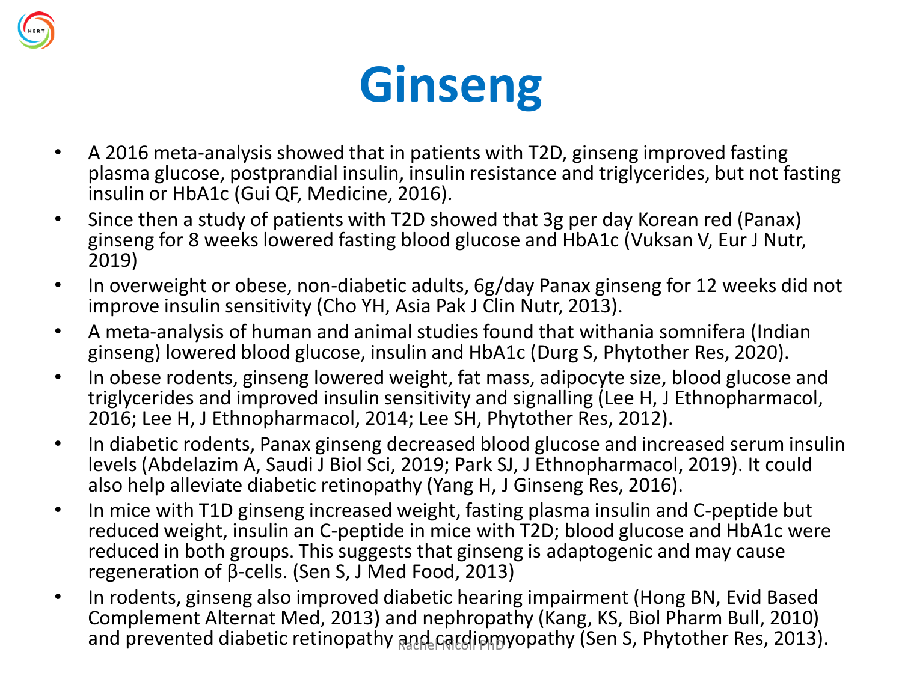# Ginseng

- A 2016 meta-analysis showed that in patients with T2D, ginseng improved fasting plasma glucose, postprandial insulin, insulin resistance and triglycerides, but not fasting insulin or HbA1c (Gui QF, Medicine, 2016).
- Since then a study of patients with T2D showed that 3g per day Korean red (Panax) ginseng for 8 weeks lowered fasting blood glucose and HbA1c (Vuksan V, Eur J Nutr, 2019)
- In overweight or obese, non-diabetic adults, 6g/day Panax ginseng for 12 weeks did not improve insulin sensitivity (Cho YH, Asia Pak J Clin Nutr, 2013).
- A meta-analysis of human and animal studies found that withania somnifera (Indian ginseng) lowered blood glucose, insulin and HbA1c (Durg S, Phytother Res, 2020).
- In obese rodents, ginseng lowered weight, fat mass, adipocyte size, blood glucose and triglycerides and improved insulin sensitivity and signalling (Lee H, J Ethnopharmacol, 2016; Lee H, J Ethnopharmacol, 2014; Lee SH, Phytother Res, 2012).
- In diabetic rodents, Panax ginseng decreased blood glucose and increased serum insulin levels (Abdelazim A, Saudi J Biol Sci, 2019; Park SJ, J Ethnopharmacol, 2019). It could also help alleviate diabetic retinopathy (Yang H, J Ginseng Res, 2016).
- In mice with T1D ginseng increased weight, fasting plasma insulin and C-peptide but reduced weight, insulin an C-peptide in mice with T2D; blood glucose and HbA1c were reduced in both groups. This suggests that ginseng is adaptogenic and may cause regeneration of β-cells. (Sen S, J Med Food, 2013)
- In rodents, ginseng also improved diabetic hearing impairment (Hong BN, Evid Based Complement Alternat Med, 2013) and nephropathy (Kang, KS, Biol Pharm Bull, 2010) and prevented diabetic retinopathy and cardiomyopathy (Sen S, Phytother Res, 2013).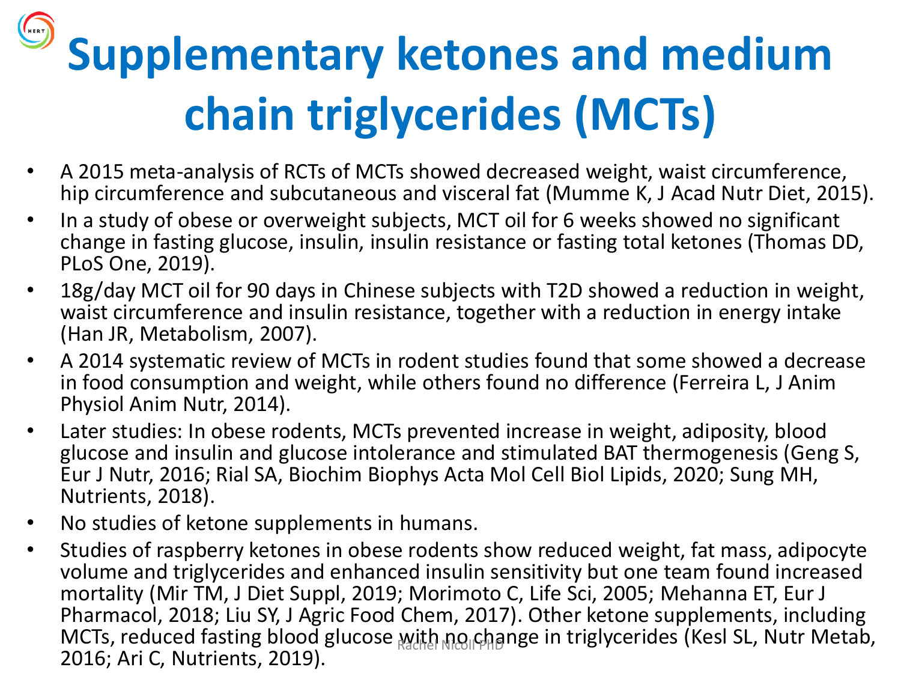# Supplementary ketones and medium chain triglycerides (MCTs)

- A 2015 meta-analysis of RCTs of MCTs showed decreased weight, waist circumference, hip circumference and subcutaneous and visceral fat (Mumme K, J Acad Nutr Diet, 2015).
- In a study of obese or overweight subjects, MCT oil for 6 weeks showed no significant change in fasting glucose, insulin, insulin resistance or fasting total ketones (Thomas DD, PLoS One, 2019).
- 18g/day MCT oil for 90 days in Chinese subjects with T2D showed a reduction in weight, waist circumference and insulin resistance, together with a reduction in energy intake (Han JR, Metabolism, 2007).
- A 2014 systematic review of MCTs in rodent studies found that some showed a decrease in food consumption and weight, while others found no difference (Ferreira L, J Anim Physiol Anim Nutr, 2014).
- Later studies: In obese rodents, MCTs prevented increase in weight, adiposity, blood glucose and insulin and glucose intolerance and stimulated BAT thermogenesis (Geng S, Eur J Nutr, 2016; Rial SA, Biochim Biophys Acta Mol Cell Biol Lipids, 2020; Sung MH, Nutrients, 2018).
- No studies of ketone supplements in humans.
- Studies of raspberry ketones in obese rodents show reduced weight, fat mass, adipocyte volume and triglycerides and enhanced insulin sensitivity but one team found increased mortality (Mir TM, J Diet Suppl, 2019; Morimoto C, Life Sci, 2005; Mehanna ET, Eur J Pharmacol, 2018; Liu SY, J Agric Food Chem, 2017). Other ketone supplements, including MCTs, reduced fasting blood glucose with no change in triglycerides (Kesl SL, Nutr Metab, 2016; Ari C, Nutrients, 2019).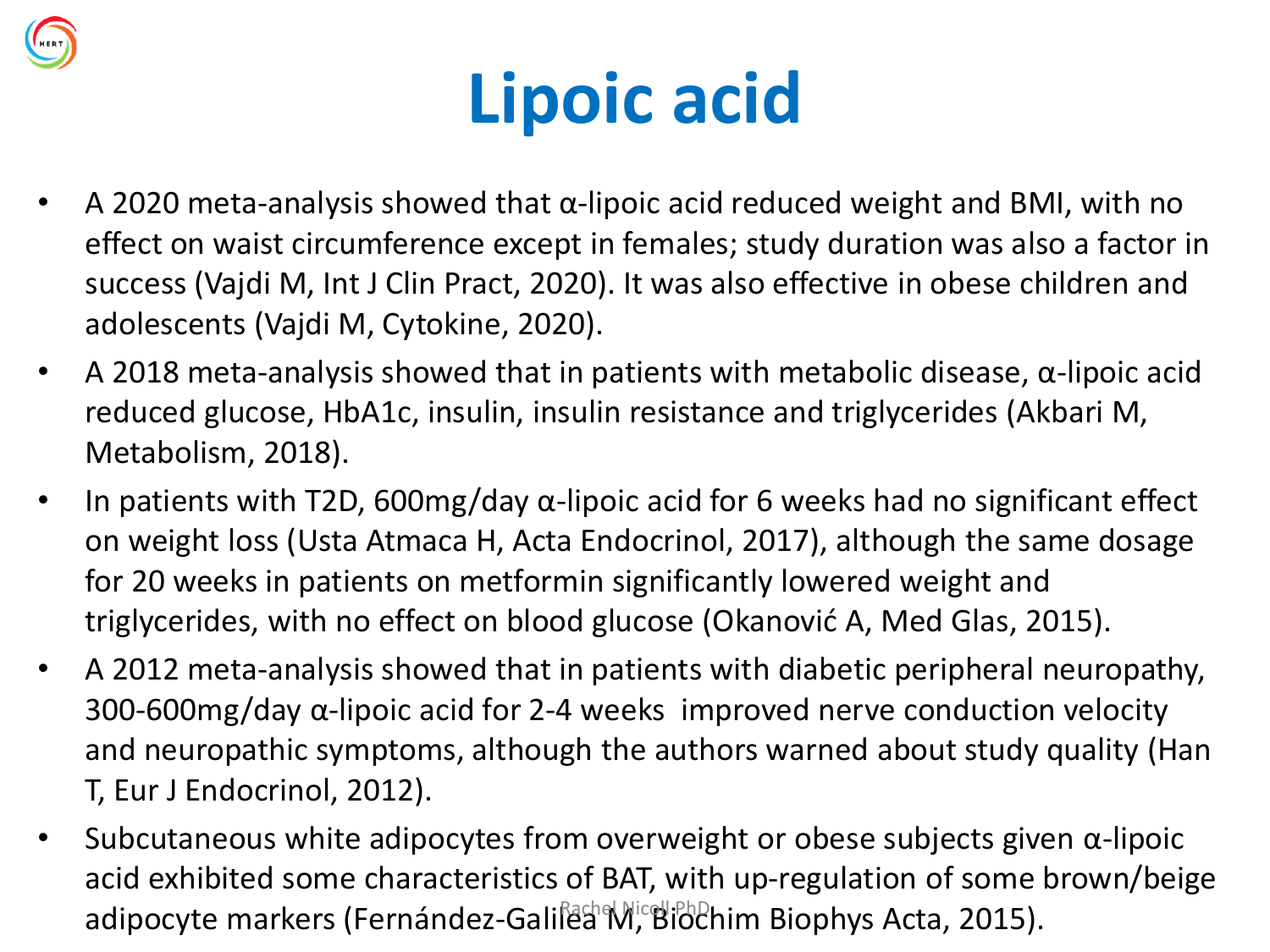# Lipoic acid

- A 2020 meta-analysis showed that α-lipoic acid reduced weight and BMI, with no effect on waist circumference except in females; study duration was also a factor in success (Vajdi M, Int J Clin Pract, 2020). It was also effective in obese children and adolescents (Vajdi M, Cytokine, 2020).
- A 2018 meta-analysis showed that in patients with metabolic disease, α-lipoic acid reduced glucose, HbA1c, insulin, insulin resistance and triglycerides (Akbari M, Metabolism, 2018).
- In patients with T2D, 600mg/day α-lipoic acid for 6 weeks had no significant effect on weight loss (Usta Atmaca H, Acta Endocrinol, 2017), although the same dosage for 20 weeks in patients on metformin significantly lowered weight and triglycerides, with no effect on blood glucose (Okanović A, Med Glas, 2015).
- A 2012 meta-analysis showed that in patients with diabetic peripheral neuropathy, 300-600mg/day α-lipoic acid for 2-4 weeks improved nerve conduction velocity and neuropathic symptoms, although the authors warned about study quality (Han T, Eur J Endocrinol, 2012).
- Subcutaneous white adipocytes from overweight or obese subjects given α-lipoic acid exhibited some characteristics of BAT, with up-regulation of some brown/beige adipocyte markers (Fernández-Galilea M, Biochim Biophys Acta, 2015).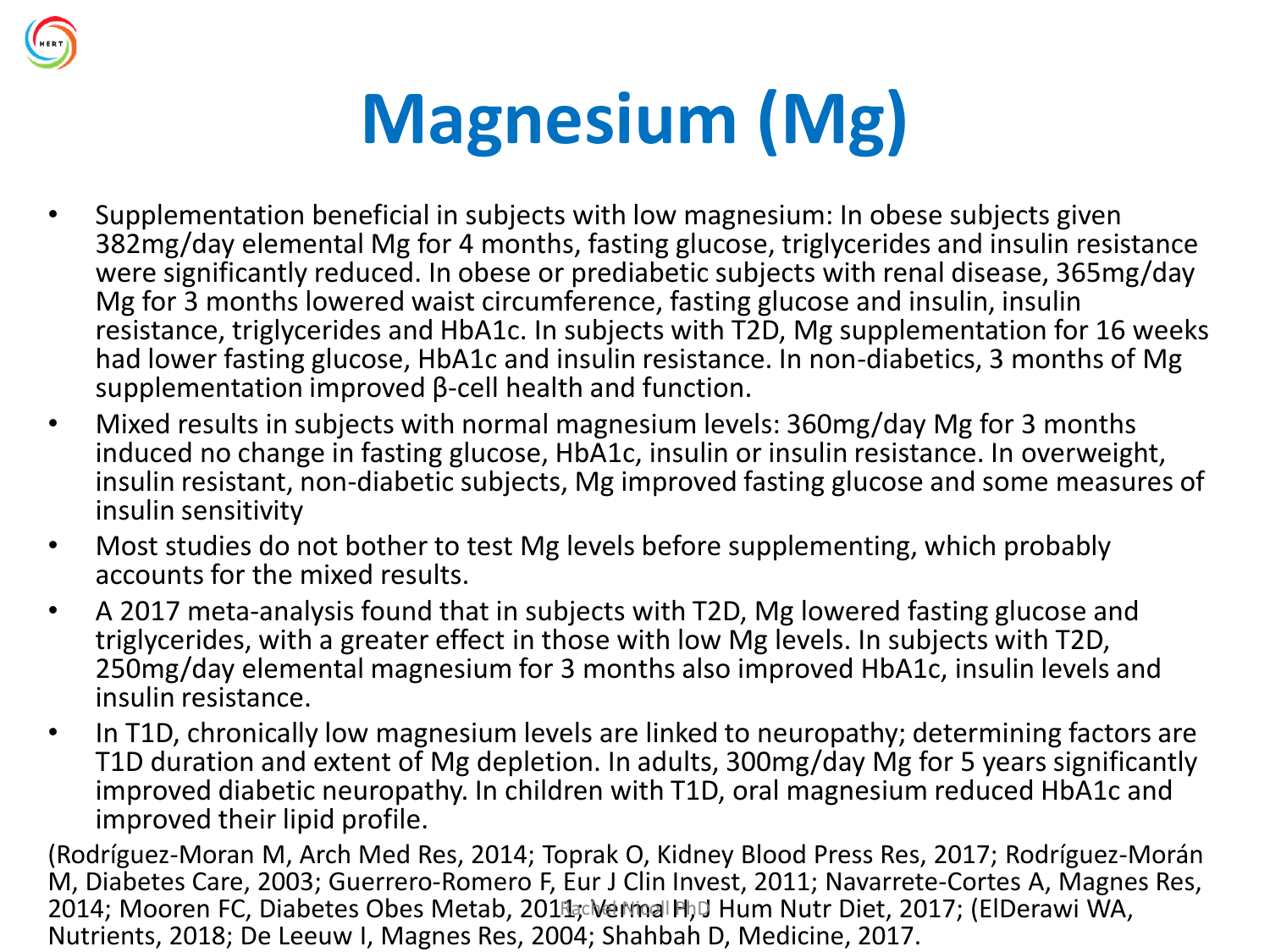# Magnesium (Mg)

- Supplementation beneficial in subjects with low magnesium: In obese subjects given 382mg/day elemental Mg for 4 months, fasting glucose, triglycerides and insulin resistance were significantly reduced. In obese or prediabetic subjects with renal disease, 365mg/day Mg for 3 months lowered waist circumference, fasting glucose and insulin, insulin resistance, triglycerides and HbA1c. In subjects with T2D, Mg supplementation for 16 weeks had lower fasting glucose, HbA1c and insulin resistance. In non-diabetics, 3 months of Mg supplementation improved β-cell health and function.
- Mixed results in subjects with normal magnesium levels: 360mg/day Mg for 3 months induced no change in fasting glucose, HbA1c, insulin or insulin resistance. In overweight, insulin resistant, non-diabetic subjects, Mg improved fasting glucose and some measures of insulin sensitivity
- Most studies do not bother to test Mg levels before supplementing, which probably accounts for the mixed results.
- A 2017 meta-analysis found that in subjects with T2D, Mg lowered fasting glucose and triglycerides, with a greater effect in those with low Mg levels. In subjects with T2D, 250mg/day elemental magnesium for 3 months also improved HbA1c, insulin levels and insulin resistance.
- In T1D, chronically low magnesium levels are linked to neuropathy; determining factors are T1D duration and extent of Mg depletion. In adults, 300mg/day Mg for 5 years significantly improved diabetic neuropathy. In children with T1D, oral magnesium reduced HbA1c and improved their lipid profile.

(Rodríguez-Moran M, Arch Med Res, 2014; Toprak O, Kidney Blood Press Res, 2017; Rodríguez-Morán M, Diabetes Care, 2003; Guerrero-Romero F, Eur J Clin Invest, 2011; Navarrete-Cortes A, Magnes Res, 2014; Mooren FC, Diabetes Obes Metab, 2011; Verma H, J Hum Nutr Diet, 2017; (ElDerawi WA, Nutrients, 2018; De Leeuw I, Magnes Res, 2004; Shahbah D, Medicine, 2017.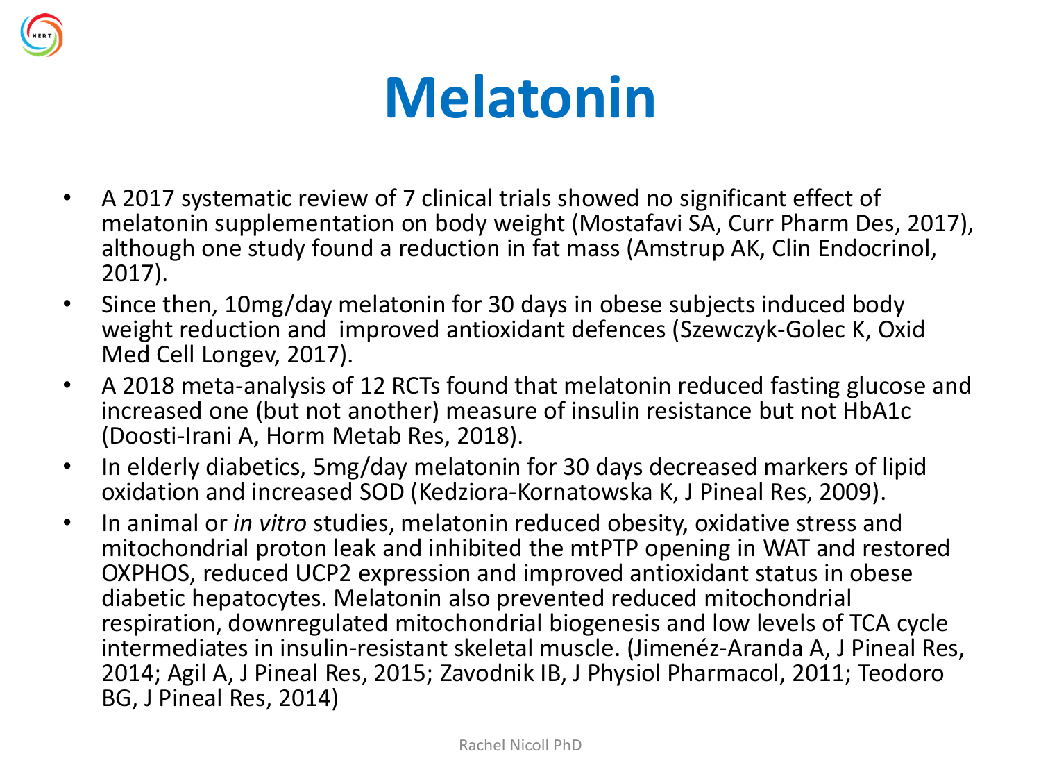# Melatonin

- A 2017 systematic review of 7 clinical trials showed no significant effect of melatonin supplementation on body weight (Mostafavi SA, Curr Pharm Des, 2017), although one study found a reduction in fat mass (Amstrup AK, Clin Endocrinol, 2017).
- Since then, 10mg/day melatonin for 30 days in obese subjects induced body weight reduction and improved antioxidant defences (Szewczyk-Golec K, Oxid Med Cell Longev, 2017).
- A 2018 meta-analysis of 12 RCTs found that melatonin reduced fasting glucose and increased one (but not another) measure of insulin resistance but not HbA1c (Doosti-Irani A, Horm Metab Res, 2018).
- In elderly diabetics, 5mg/day melatonin for 30 days decreased markers of lipid oxidation and increased SOD (Kedziora-Kornatowska K, J Pineal Res, 2009).
- In animal or *in vitro* studies, melatonin reduced obesity, oxidative stress and mitochondrial proton leak and inhibited the mtPTP opening in WAT and restored OXPHOS, reduced UCP2 expression and improved antioxidant status in obese diabetic hepatocytes. Melatonin also prevented reduced mitochondrial respiration, downregulated mitochondrial biogenesis and low levels of TCA cycle intermediates in insulin-resistant skeletal muscle. (Jimenéz-Aranda A, J Pineal Res, 2014; Agil A, J Pineal Res, 2015; Zavodnik IB, J Physiol Pharmacol, 2011; Teodoro BG, J Pineal Res, 2014)

Rachel Nicoll PhD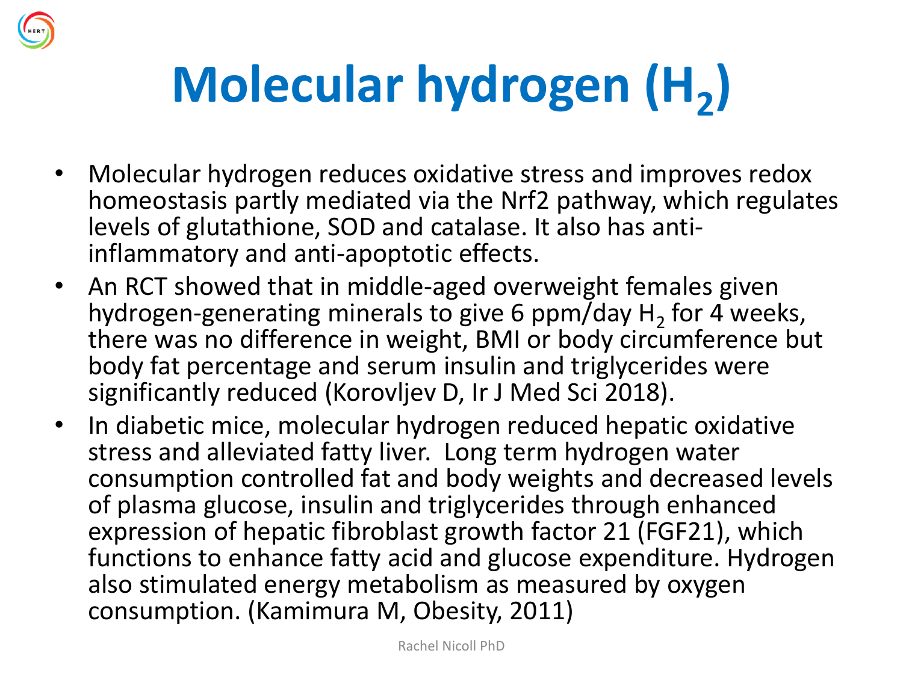# Molecular hydrogen ($H_2$)

- Molecular hydrogen reduces oxidative stress and improves redox homeostasis partly mediated via the Nrf2 pathway, which regulates levels of glutathione, SOD and catalase. It also has anti-inflammatory and anti-apoptotic effects.
- An RCT showed that in middle-aged overweight females given hydrogen-generating minerals to give 6 ppm/day $H_2$ for 4 weeks, there was no difference in weight, BMI or body circumference but body fat percentage and serum insulin and triglycerides were significantly reduced (Korovljev D, Ir J Med Sci 2018).
- In diabetic mice, molecular hydrogen reduced hepatic oxidative stress and alleviated fatty liver. Long term hydrogen water consumption controlled fat and body weights and decreased levels of plasma glucose, insulin and triglycerides through enhanced expression of hepatic fibroblast growth factor 21 (FGF21), which functions to enhance fatty acid and glucose expenditure. Hydrogen also stimulated energy metabolism as measured by oxygen consumption. (Kamimura M, Obesity, 2011)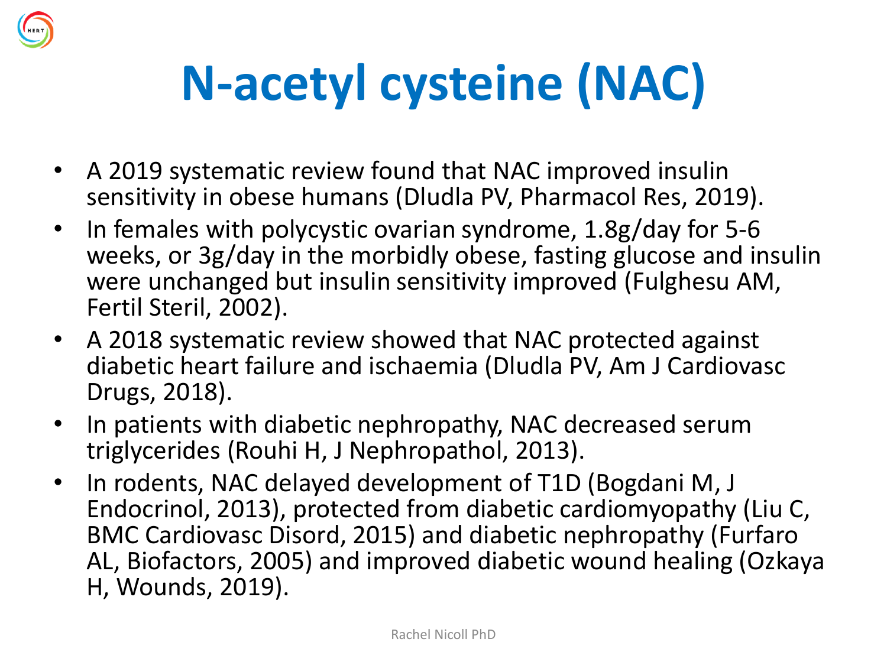# N-acetyl cysteine (NAC)

- A 2019 systematic review found that NAC improved insulin sensitivity in obese humans (Dludla PV, Pharmacol Res, 2019).
- In females with polycystic ovarian syndrome, 1.8g/day for 5-6 weeks, or 3g/day in the morbidly obese, fasting glucose and insulin were unchanged but insulin sensitivity improved (Fulghesu AM, Fertil Steril, 2002).
- A 2018 systematic review showed that NAC protected against diabetic heart failure and ischaemia (Dludla PV, Am J Cardiovasc Drugs, 2018).
- In patients with diabetic nephropathy, NAC decreased serum triglycerides (Rouhi H, J Nephropathol, 2013).
- In rodents, NAC delayed development of T1D (Bogdani M, J Endocrinol, 2013), protected from diabetic cardiomyopathy (Liu C, BMC Cardiovasc Disord, 2015) and diabetic nephropathy (Furfaro AL, Biofactors, 2005) and improved diabetic wound healing (Ozkaya H, Wounds, 2019).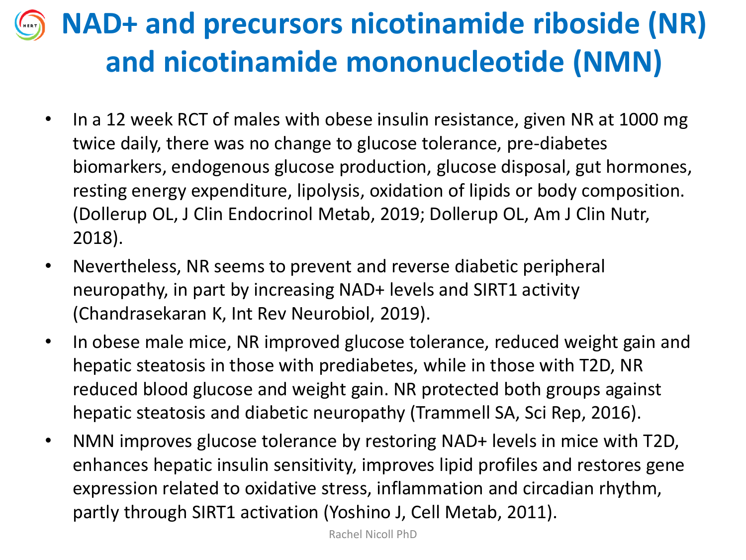# NAD+ and precursors nicotinamide riboside (NR) and nicotinamide mononucleotide (NMN)

- In a 12 week RCT of males with obese insulin resistance, given NR at 1000 mg twice daily, there was no change to glucose tolerance, pre-diabetes biomarkers, endogenous glucose production, glucose disposal, gut hormones, resting energy expenditure, lipolysis, oxidation of lipids or body composition. (Dollerup OL, J Clin Endocrinol Metab, 2019; Dollerup OL, Am J Clin Nutr, 2018).
- Nevertheless, NR seems to prevent and reverse diabetic peripheral neuropathy, in part by increasing NAD+ levels and SIRT1 activity (Chandrasekaran K, Int Rev Neurobiol, 2019).
- In obese male mice, NR improved glucose tolerance, reduced weight gain and hepatic steatosis in those with prediabetes, while in those with T2D, NR reduced blood glucose and weight gain. NR protected both groups against hepatic steatosis and diabetic neuropathy (Trammell SA, Sci Rep, 2016).
- NMN improves glucose tolerance by restoring NAD+ levels in mice with T2D, enhances hepatic insulin sensitivity, improves lipid profiles and restores gene expression related to oxidative stress, inflammation and circadian rhythm, partly through SIRT1 activation (Yoshino J, Cell Metab, 2011).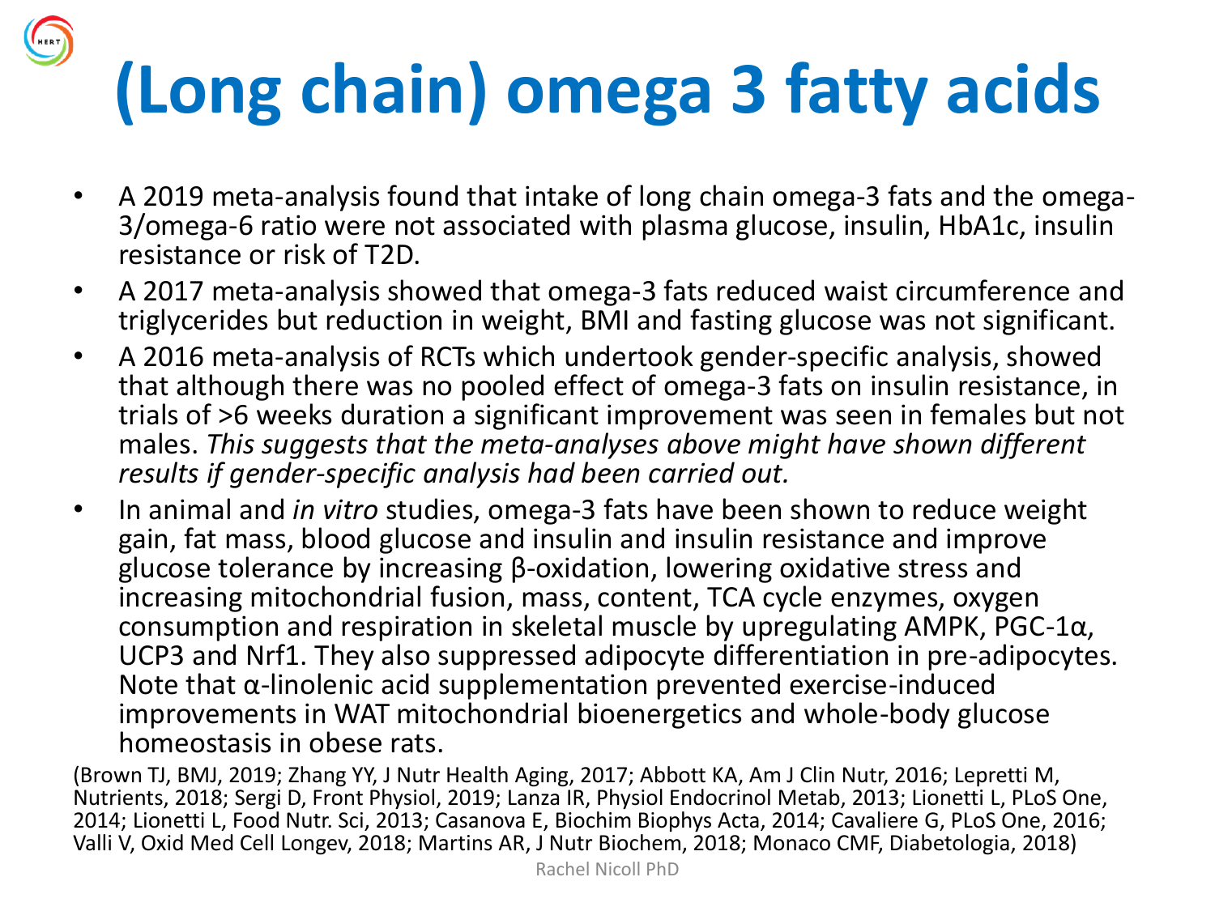# (Long chain) omega 3 fatty acids

- A 2019 meta-analysis found that intake of long chain omega-3 fats and the omega-3/omega-6 ratio were not associated with plasma glucose, insulin, HbA1c, insulin resistance or risk of T2D.
- A 2017 meta-analysis showed that omega-3 fats reduced waist circumference and triglycerides but reduction in weight, BMI and fasting glucose was not significant.
- A 2016 meta-analysis of RCTs which undertook gender-specific analysis, showed that although there was no pooled effect of omega-3 fats on insulin resistance, in trials of >6 weeks duration a significant improvement was seen in females but not males. *This suggests that the meta-analyses above might have shown different results if gender-specific analysis had been carried out.*
- In animal and *in vitro* studies, omega-3 fats have been shown to reduce weight gain, fat mass, blood glucose and insulin and insulin resistance and improve glucose tolerance by increasing β-oxidation, lowering oxidative stress and increasing mitochondrial fusion, mass, content, TCA cycle enzymes, oxygen consumption and respiration in skeletal muscle by upregulating AMPK, PGC-1α, UCP3 and Nrf1. They also suppressed adipocyte differentiation in pre-adipocytes. Note that α-linolenic acid supplementation prevented exercise-induced improvements in WAT mitochondrial bioenergetics and whole-body glucose homeostasis in obese rats.

(Brown TJ, BMJ, 2019; Zhang YY, J Nutr Health Aging, 2017; Abbott KA, Am J Clin Nutr, 2016; Lepretti M, Nutrients, 2018; Sergi D, Front Physiol, 2019; Lanza IR, Physiol Endocrinol Metab, 2013; Lionetti L, PLoS One, 2014; Lionetti L, Food Nutr. Sci, 2013; Casanova E, Biochim Biophys Acta, 2014; Cavaliere G, PLoS One, 2016; Valli V, Oxid Med Cell Longev, 2018; Martins AR, J Nutr Biochem, 2018; Monaco CMF, Diabetologia, 2018)

Rachel Nicoll PhD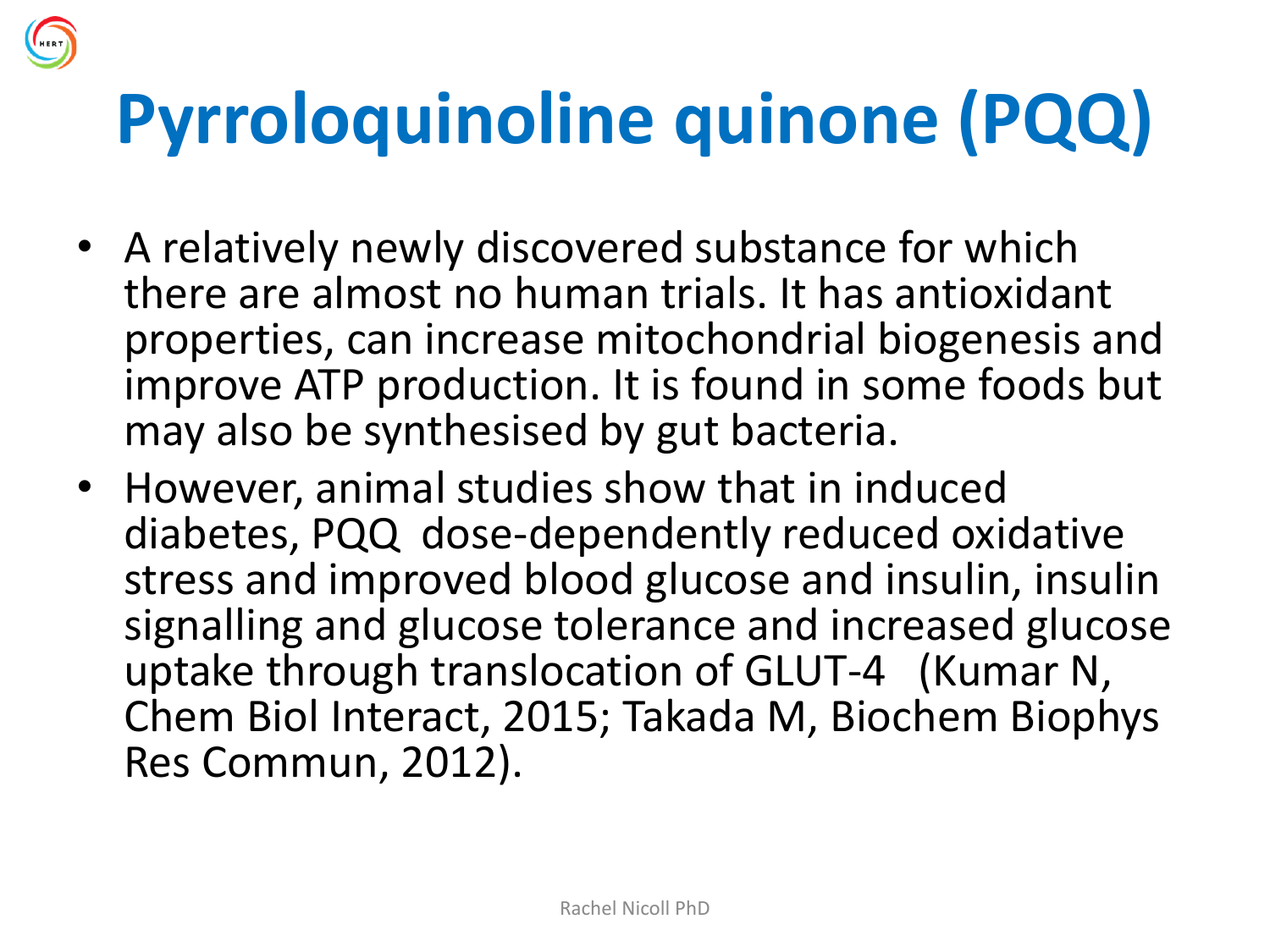# Pyrroloquinoline quinone (PQQ)

- A relatively newly discovered substance for which there are almost no human trials. It has antioxidant properties, can increase mitochondrial biogenesis and improve ATP production. It is found in some foods but may also be synthesised by gut bacteria.
- However, animal studies show that in induced diabetes, PQQ dose-dependently reduced oxidative stress and improved blood glucose and insulin, insulin signalling and glucose tolerance and increased glucose uptake through translocation of GLUT-4 (Kumar N, Chem Biol Interact, 2015; Takada M, Biochem Biophys Res Commun, 2012).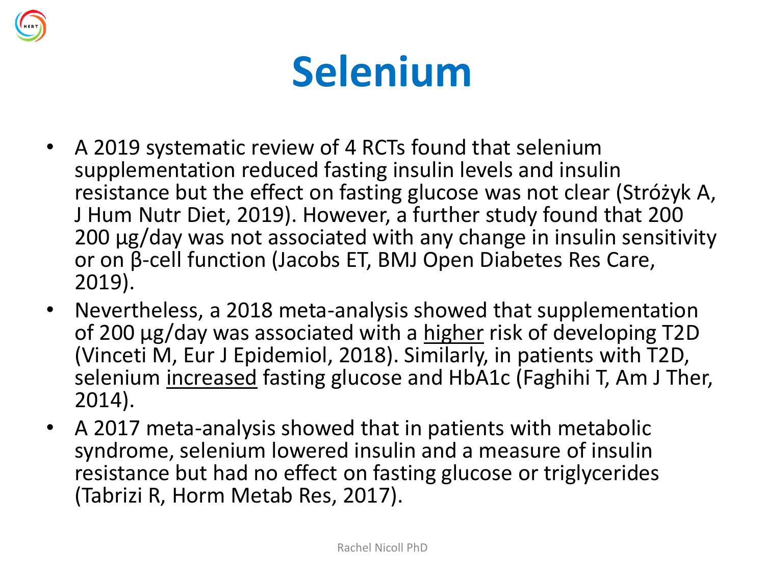# Selenium

- A 2019 systematic review of 4 RCTs found that selenium supplementation reduced fasting insulin levels and insulin resistance but the effect on fasting glucose was not clear (Stróżyk A, J Hum Nutr Diet, 2019). However, a further study found that 200 200 µg/day was not associated with any change in insulin sensitivity or on β-cell function (Jacobs ET, BMJ Open Diabetes Res Care, 2019).
- Nevertheless, a 2018 meta-analysis showed that supplementation of 200 µg/day was associated with a <u>higher</u> risk of developing T2D (Vinceti M, Eur J Epidemiol, 2018). Similarly, in patients with T2D, selenium <u>increased</u> fasting glucose and HbA1c (Faghihi T, Am J Ther, 2014).
- A 2017 meta-analysis showed that in patients with metabolic syndrome, selenium lowered insulin and a measure of insulin resistance but had no effect on fasting glucose or triglycerides (Tabrizi R, Horm Metab Res, 2017).

Rachel Nicoll PhD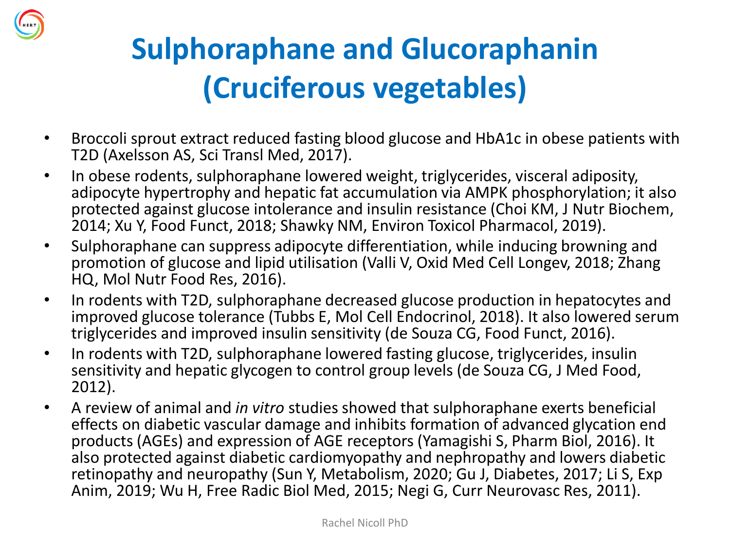# Sulphoraphane and Glucoraphanin (Cruciferous vegetables)

- Broccoli sprout extract reduced fasting blood glucose and HbA1c in obese patients with T2D (Axelsson AS, Sci Transl Med, 2017).
- In obese rodents, sulphoraphane lowered weight, triglycerides, visceral adiposity, adipocyte hypertrophy and hepatic fat accumulation via AMPK phosphorylation; it also protected against glucose intolerance and insulin resistance (Choi KM, J Nutr Biochem, 2014; Xu Y, Food Funct, 2018; Shawky NM, Environ Toxicol Pharmacol, 2019).
- Sulphoraphane can suppress adipocyte differentiation, while inducing browning and promotion of glucose and lipid utilisation (Valli V, Oxid Med Cell Longev, 2018; Zhang HQ, Mol Nutr Food Res, 2016).
- In rodents with T2D, sulphoraphane decreased glucose production in hepatocytes and improved glucose tolerance (Tubbs E, Mol Cell Endocrinol, 2018). It also lowered serum triglycerides and improved insulin sensitivity (de Souza CG, Food Funct, 2016).
- In rodents with T2D, sulphoraphane lowered fasting glucose, triglycerides, insulin sensitivity and hepatic glycogen to control group levels (de Souza CG, J Med Food, 2012).
- A review of animal and *in vitro* studies showed that sulphoraphane exerts beneficial effects on diabetic vascular damage and inhibits formation of advanced glycation end products (AGEs) and expression of AGE receptors (Yamagishi S, Pharm Biol, 2016). It also protected against diabetic cardiomyopathy and nephropathy and lowers diabetic retinopathy and neuropathy (Sun Y, Metabolism, 2020; Gu J, Diabetes, 2017; Li S, Exp Anim, 2019; Wu H, Free Radic Biol Med, 2015; Negi G, Curr Neurovasc Res, 2011).

Rachel Nicoll PhD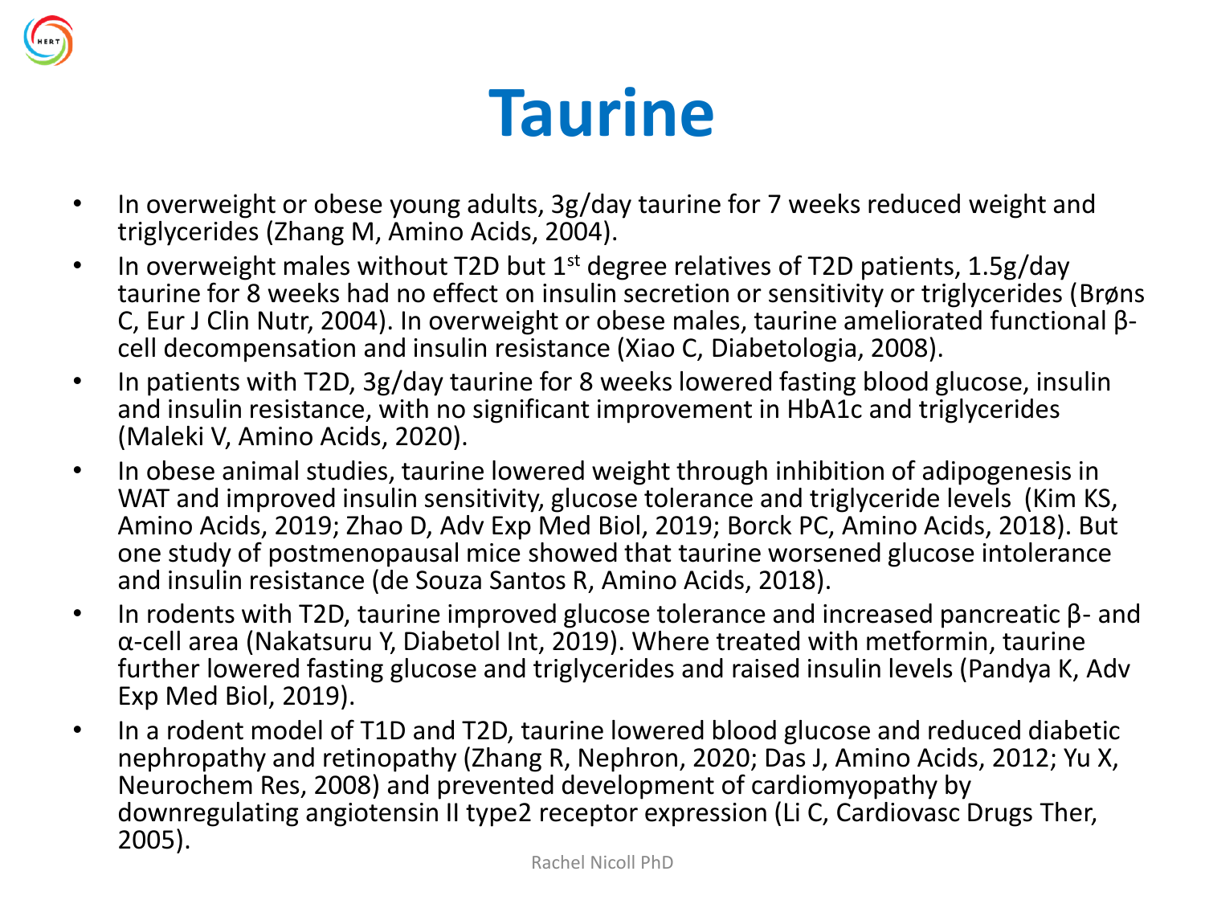# Taurine

- In overweight or obese young adults, 3g/day taurine for 7 weeks reduced weight and triglycerides (Zhang M, Amino Acids, 2004).
- In overweight males without T2D but 1st degree relatives of T2D patients, 1.5g/day taurine for 8 weeks had no effect on insulin secretion or sensitivity or triglycerides (Brøns C, Eur J Clin Nutr, 2004). In overweight or obese males, taurine ameliorated functional β-cell decompensation and insulin resistance (Xiao C, Diabetologia, 2008).
- In patients with T2D, 3g/day taurine for 8 weeks lowered fasting blood glucose, insulin and insulin resistance, with no significant improvement in HbA1c and triglycerides (Maleki V, Amino Acids, 2020).
- In obese animal studies, taurine lowered weight through inhibition of adipogenesis in WAT and improved insulin sensitivity, glucose tolerance and triglyceride levels (Kim KS, Amino Acids, 2019; Zhao D, Adv Exp Med Biol, 2019; Borck PC, Amino Acids, 2018). But one study of postmenopausal mice showed that taurine worsened glucose intolerance and insulin resistance (de Souza Santos R, Amino Acids, 2018).
- In rodents with T2D, taurine improved glucose tolerance and increased pancreatic β- and α-cell area (Nakatsuru Y, Diabetol Int, 2019). Where treated with metformin, taurine further lowered fasting glucose and triglycerides and raised insulin levels (Pandya K, Adv Exp Med Biol, 2019).
- In a rodent model of T1D and T2D, taurine lowered blood glucose and reduced diabetic nephropathy and retinopathy (Zhang R, Nephron, 2020; Das J, Amino Acids, 2012; Yu X, Neurochem Res, 2008) and prevented development of cardiomyopathy by downregulating angiotensin II type2 receptor expression (Li C, Cardiovasc Drugs Ther, 2005).

Rachel Nicoll PhD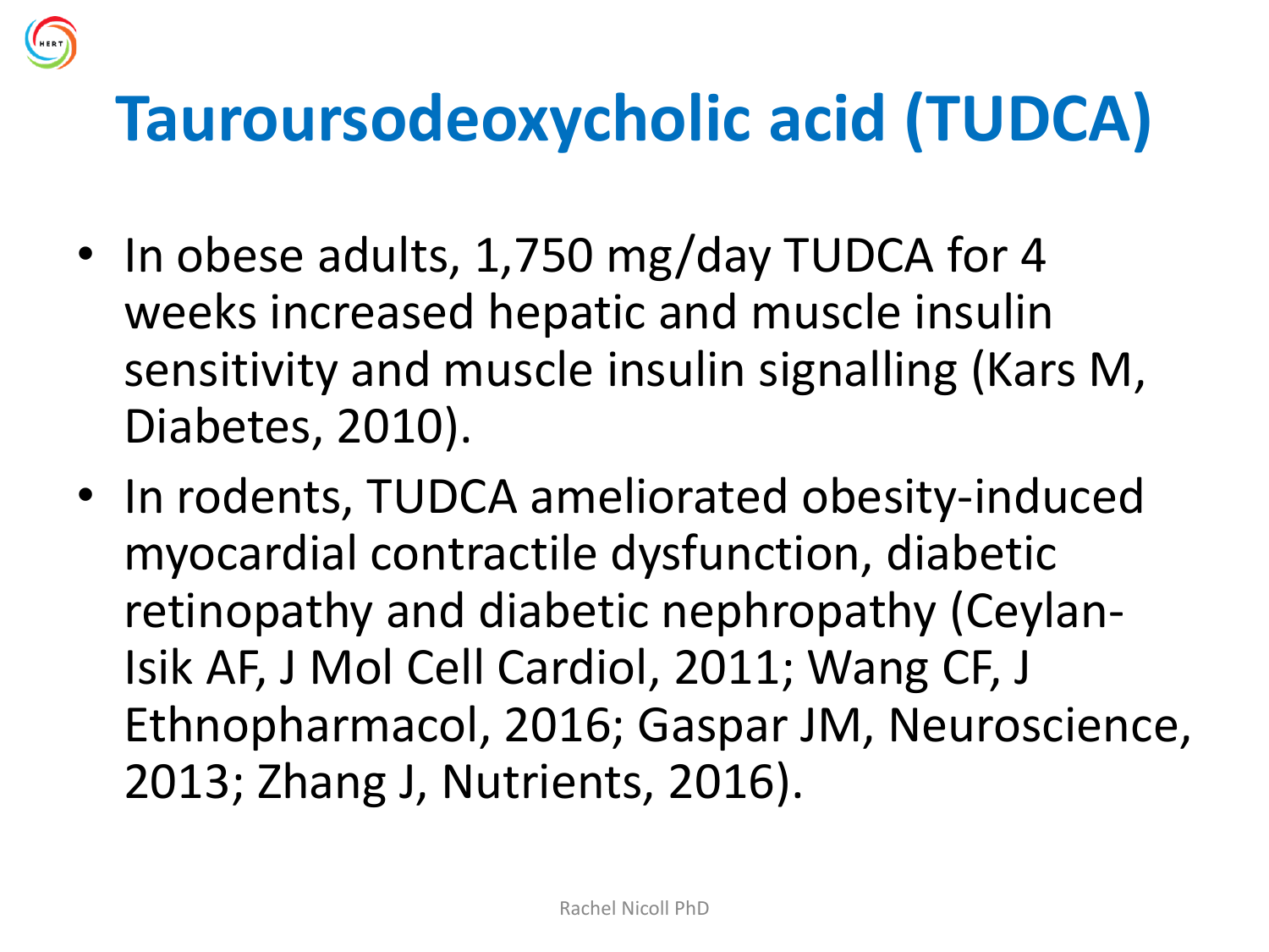# Tauroursodeoxycholic acid (TUDCA)

- In obese adults, 1,750 mg/day TUDCA for 4 weeks increased hepatic and muscle insulin sensitivity and muscle insulin signalling (Kars M, Diabetes, 2010).
- In rodents, TUDCA ameliorated obesity-induced myocardial contractile dysfunction, diabetic retinopathy and diabetic nephropathy (Ceylan-Isik AF, J Mol Cell Cardiol, 2011; Wang CF, J Ethnopharmacol, 2016; Gaspar JM, Neuroscience, 2013; Zhang J, Nutrients, 2016).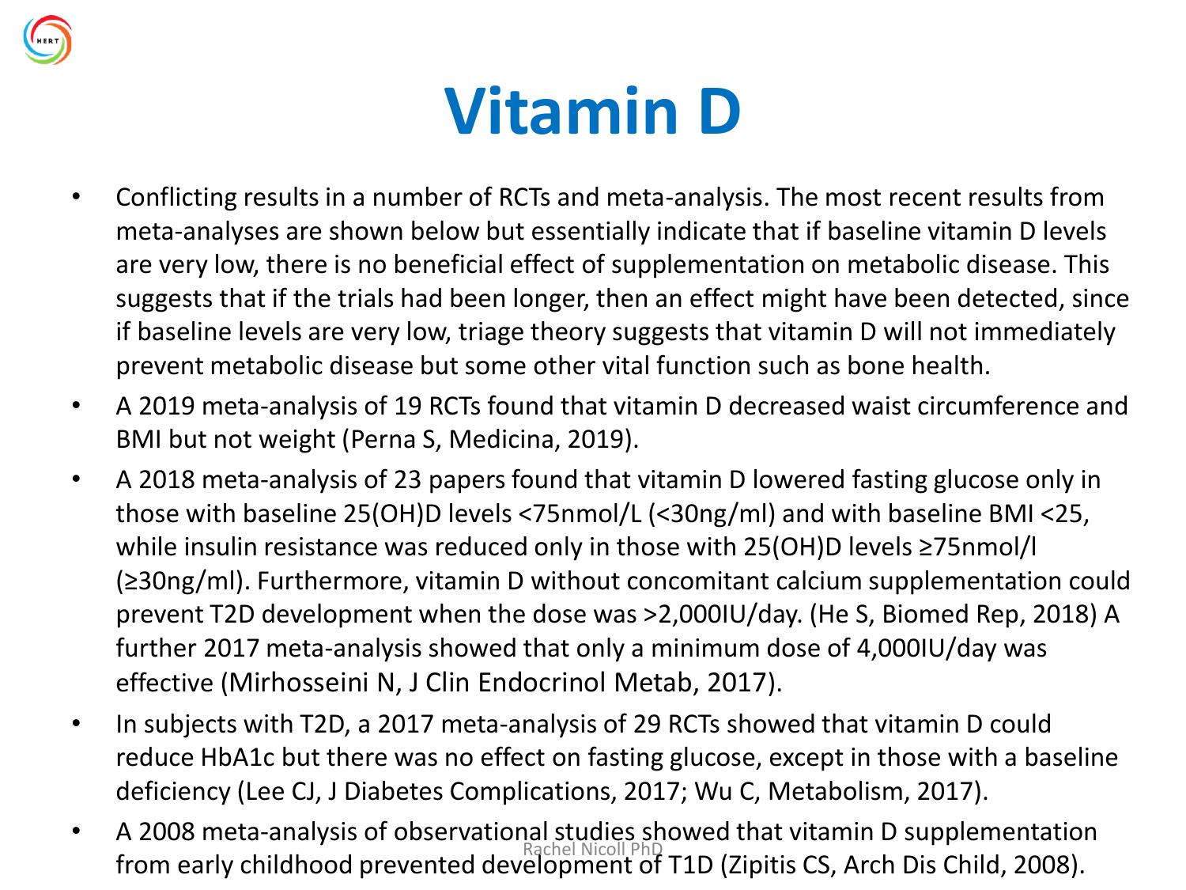# Vitamin D

- Conflicting results in a number of RCTs and meta-analysis. The most recent results from meta-analyses are shown below but essentially indicate that if baseline vitamin D levels are very low, there is no beneficial effect of supplementation on metabolic disease. This suggests that if the trials had been longer, then an effect might have been detected, since if baseline levels are very low, triage theory suggests that vitamin D will not immediately prevent metabolic disease but some other vital function such as bone health.
- A 2019 meta-analysis of 19 RCTs found that vitamin D decreased waist circumference and BMI but not weight (Perna S, Medicina, 2019).
- A 2018 meta-analysis of 23 papers found that vitamin D lowered fasting glucose only in those with baseline 25(OH)D levels <75nmol/L (<30ng/ml) and with baseline BMI <25, while insulin resistance was reduced only in those with 25(OH)D levels ≥75nmol/l (≥30ng/ml). Furthermore, vitamin D without concomitant calcium supplementation could prevent T2D development when the dose was >2,000IU/day. (He S, Biomed Rep, 2018) A further 2017 meta-analysis showed that only a minimum dose of 4,000IU/day was effective (Mirhosseini N, J Clin Endocrinol Metab, 2017).
- In subjects with T2D, a 2017 meta-analysis of 29 RCTs showed that vitamin D could reduce HbA1c but there was no effect on fasting glucose, except in those with a baseline deficiency (Lee CJ, J Diabetes Complications, 2017; Wu C, Metabolism, 2017).
- A 2008 meta-analysis of observational studies showed that vitamin D supplementation from early childhood prevented development of T1D (Zipitis CS, Arch Dis Child, 2008).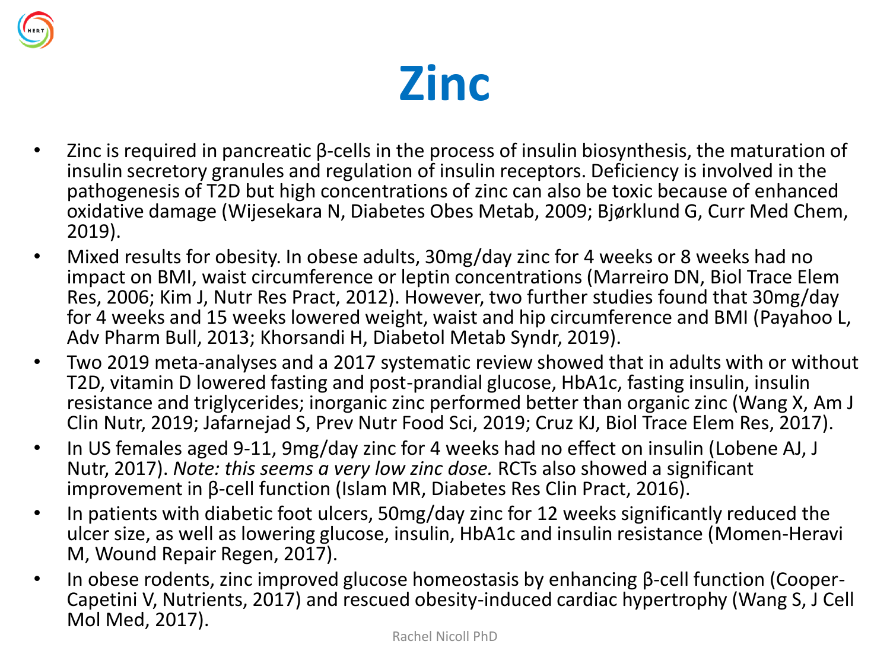# Zinc

- Zinc is required in pancreatic β-cells in the process of insulin biosynthesis, the maturation of insulin secretory granules and regulation of insulin receptors. Deficiency is involved in the pathogenesis of T2D but high concentrations of zinc can also be toxic because of enhanced oxidative damage (Wijesekara N, Diabetes Obes Metab, 2009; Bjørklund G, Curr Med Chem, 2019).
- Mixed results for obesity. In obese adults, 30mg/day zinc for 4 weeks or 8 weeks had no impact on BMI, waist circumference or leptin concentrations (Marreiro DN, Biol Trace Elem Res, 2006; Kim J, Nutr Res Pract, 2012). However, two further studies found that 30mg/day for 4 weeks and 15 weeks lowered weight, waist and hip circumference and BMI (Payahoo L, Adv Pharm Bull, 2013; Khorsandi H, Diabetol Metab Syndr, 2019).
- Two 2019 meta-analyses and a 2017 systematic review showed that in adults with or without T2D, vitamin D lowered fasting and post-prandial glucose, HbA1c, fasting insulin, insulin resistance and triglycerides; inorganic zinc performed better than organic zinc (Wang X, Am J Clin Nutr, 2019; Jafarnejad S, Prev Nutr Food Sci, 2019; Cruz KJ, Biol Trace Elem Res, 2017).
- In US females aged 9-11, 9mg/day zinc for 4 weeks had no effect on insulin (Lobene AJ, J Nutr, 2017). *Note: this seems a very low zinc dose.* RCTs also showed a significant improvement in β-cell function (Islam MR, Diabetes Res Clin Pract, 2016).
- In patients with diabetic foot ulcers, 50mg/day zinc for 12 weeks significantly reduced the ulcer size, as well as lowering glucose, insulin, HbA1c and insulin resistance (Momen-Heravi M, Wound Repair Regen, 2017).
- In obese rodents, zinc improved glucose homeostasis by enhancing β-cell function (Cooper-Capetini V, Nutrients, 2017) and rescued obesity-induced cardiac hypertrophy (Wang S, J Cell Mol Med, 2017).

Rachel Nicoll PhD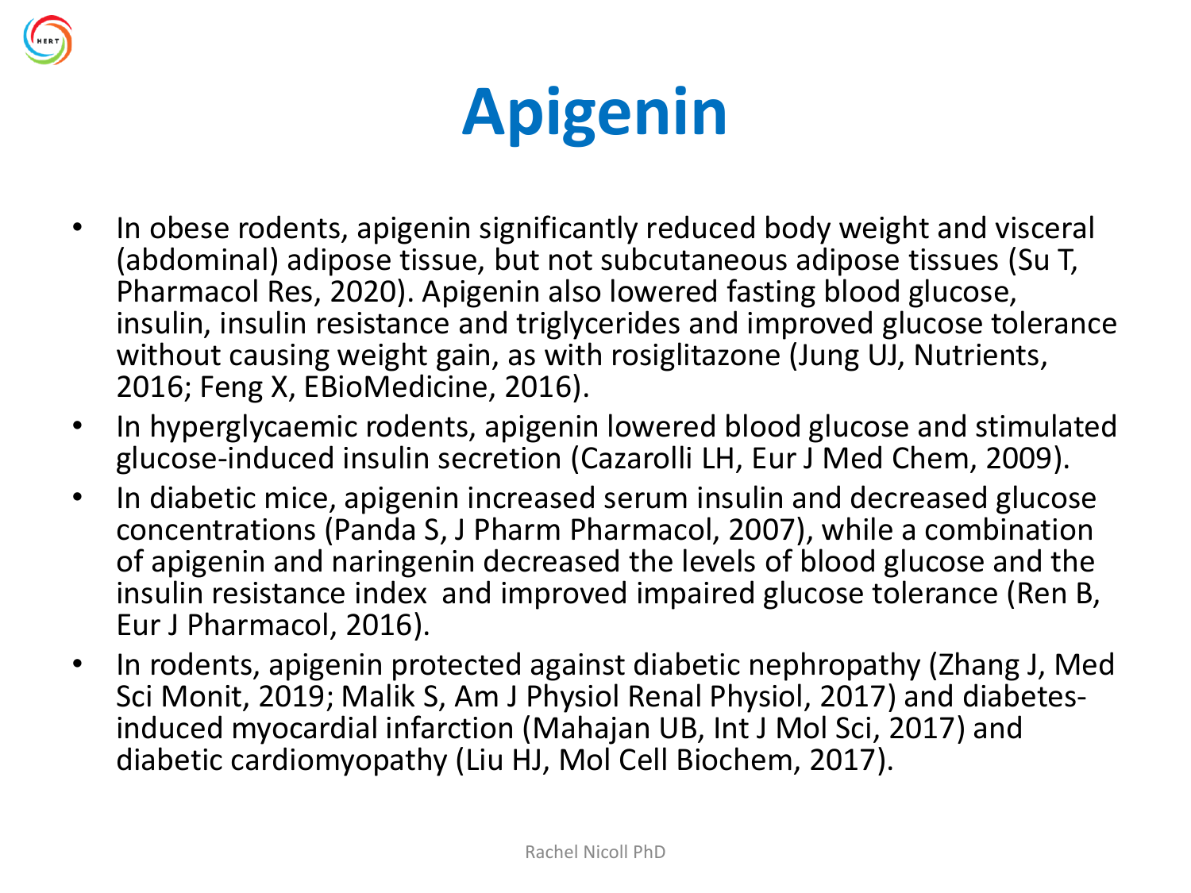# Apigenin

- In obese rodents, apigenin significantly reduced body weight and visceral (abdominal) adipose tissue, but not subcutaneous adipose tissues (Su T, Pharmacol Res, 2020). Apigenin also lowered fasting blood glucose, insulin, insulin resistance and triglycerides and improved glucose tolerance without causing weight gain, as with rosiglitazone (Jung UJ, Nutrients, 2016; Feng X, EBioMedicine, 2016).
- In hyperglycaemic rodents, apigenin lowered blood glucose and stimulated glucose-induced insulin secretion (Cazarolli LH, Eur J Med Chem, 2009).
- In diabetic mice, apigenin increased serum insulin and decreased glucose concentrations (Panda S, J Pharm Pharmacol, 2007), while a combination of apigenin and naringenin decreased the levels of blood glucose and the insulin resistance index and improved impaired glucose tolerance (Ren B, Eur J Pharmacol, 2016).
- In rodents, apigenin protected against diabetic nephropathy (Zhang J, Med Sci Monit, 2019; Malik S, Am J Physiol Renal Physiol, 2017) and diabetes-induced myocardial infarction (Mahajan UB, Int J Mol Sci, 2017) and diabetic cardiomyopathy (Liu HJ, Mol Cell Biochem, 2017).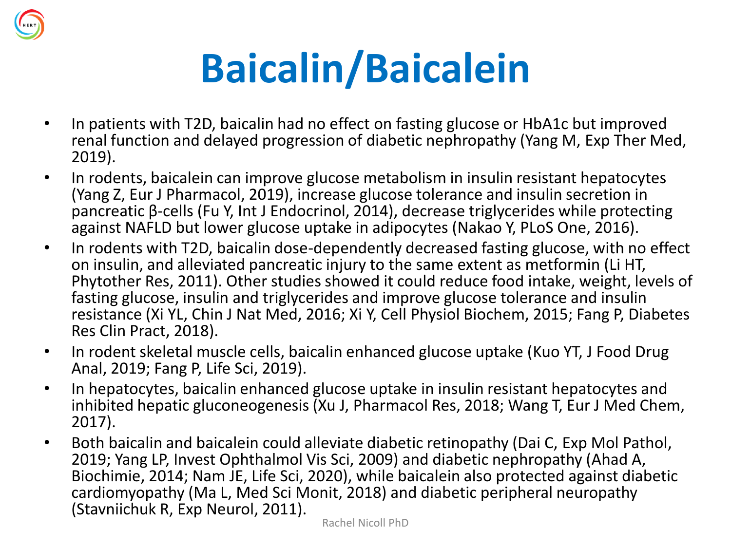# Baicalin/Baicalein

- In patients with T2D, baicalin had no effect on fasting glucose or HbA1c but improved renal function and delayed progression of diabetic nephropathy (Yang M, Exp Ther Med, 2019).
- In rodents, baicalein can improve glucose metabolism in insulin resistant hepatocytes (Yang Z, Eur J Pharmacol, 2019), increase glucose tolerance and insulin secretion in pancreatic β-cells (Fu Y, Int J Endocrinol, 2014), decrease triglycerides while protecting against NAFLD but lower glucose uptake in adipocytes (Nakao Y, PLoS One, 2016).
- In rodents with T2D, baicalin dose-dependently decreased fasting glucose, with no effect on insulin, and alleviated pancreatic injury to the same extent as metformin (Li HT, Phytother Res, 2011). Other studies showed it could reduce food intake, weight, levels of fasting glucose, insulin and triglycerides and improve glucose tolerance and insulin resistance (Xi YL, Chin J Nat Med, 2016; Xi Y, Cell Physiol Biochem, 2015; Fang P, Diabetes Res Clin Pract, 2018).
- In rodent skeletal muscle cells, baicalin enhanced glucose uptake (Kuo YT, J Food Drug Anal, 2019; Fang P, Life Sci, 2019).
- In hepatocytes, baicalin enhanced glucose uptake in insulin resistant hepatocytes and inhibited hepatic gluconeogenesis (Xu J, Pharmacol Res, 2018; Wang T, Eur J Med Chem, 2017).
- Both baicalin and baicalein could alleviate diabetic retinopathy (Dai C, Exp Mol Pathol, 2019; Yang LP, Invest Ophthalmol Vis Sci, 2009) and diabetic nephropathy (Ahad A, Biochimie, 2014; Nam JE, Life Sci, 2020), while baicalein also protected against diabetic cardiomyopathy (Ma L, Med Sci Monit, 2018) and diabetic peripheral neuropathy (Stavniichuk R, Exp Neurol, 2011).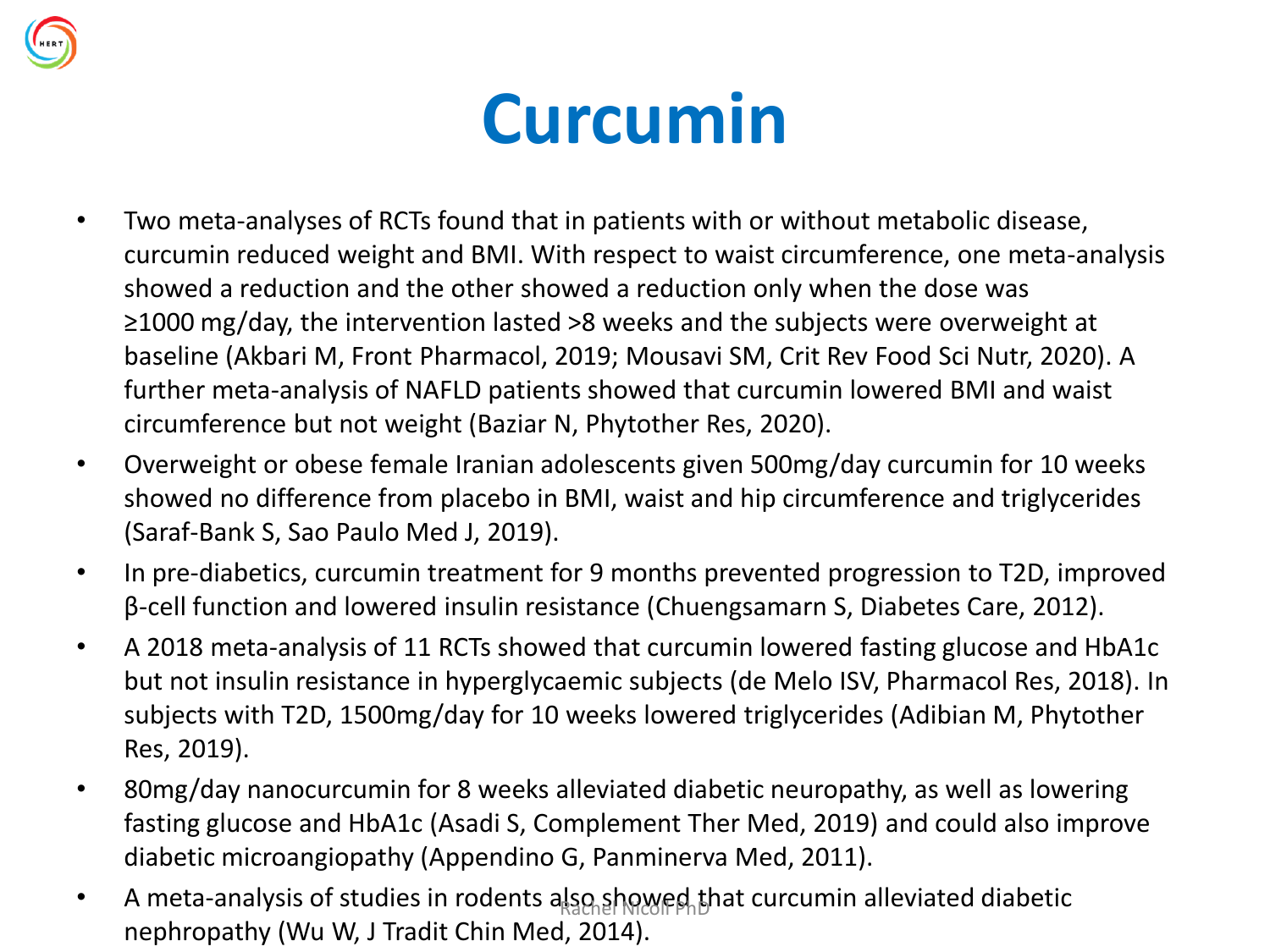# Curcumin

- Two meta-analyses of RCTs found that in patients with or without metabolic disease, curcumin reduced weight and BMI. With respect to waist circumference, one meta-analysis showed a reduction and the other showed a reduction only when the dose was ≥1000 mg/day, the intervention lasted >8 weeks and the subjects were overweight at baseline (Akbari M, Front Pharmacol, 2019; Mousavi SM, Crit Rev Food Sci Nutr, 2020). A further meta-analysis of NAFLD patients showed that curcumin lowered BMI and waist circumference but not weight (Baziar N, Phytother Res, 2020).
- Overweight or obese female Iranian adolescents given 500mg/day curcumin for 10 weeks showed no difference from placebo in BMI, waist and hip circumference and triglycerides (Saraf-Bank S, Sao Paulo Med J, 2019).
- In pre-diabetics, curcumin treatment for 9 months prevented progression to T2D, improved β-cell function and lowered insulin resistance (Chuengsamarn S, Diabetes Care, 2012).
- A 2018 meta-analysis of 11 RCTs showed that curcumin lowered fasting glucose and HbA1c but not insulin resistance in hyperglycaemic subjects (de Melo ISV, Pharmacol Res, 2018). In subjects with T2D, 1500mg/day for 10 weeks lowered triglycerides (Adibian M, Phytother Res, 2019).
- 80mg/day nanocurcumin for 8 weeks alleviated diabetic neuropathy, as well as lowering fasting glucose and HbA1c (Asadi S, Complement Ther Med, 2019) and could also improve diabetic microangiopathy (Appendino G, Panminerva Med, 2011).
- A meta-analysis of studies in rodents also showed that curcumin alleviated diabetic nephropathy (Wu W, J Tradit Chin Med, 2014).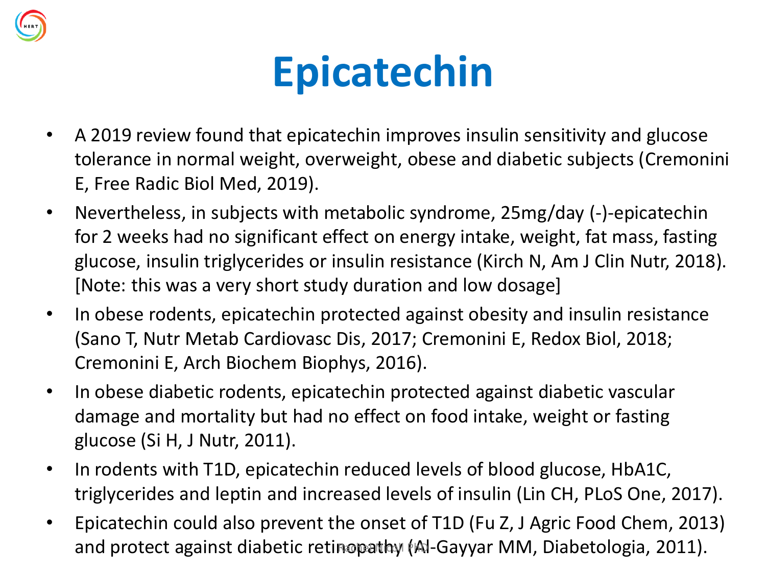# Epicatechin

- A 2019 review found that epicatechin improves insulin sensitivity and glucose tolerance in normal weight, overweight, obese and diabetic subjects (Cremonini E, Free Radic Biol Med, 2019).
- Nevertheless, in subjects with metabolic syndrome, 25mg/day (-)-epicatechin for 2 weeks had no significant effect on energy intake, weight, fat mass, fasting glucose, insulin triglycerides or insulin resistance (Kirch N, Am J Clin Nutr, 2018). [Note: this was a very short study duration and low dosage]
- In obese rodents, epicatechin protected against obesity and insulin resistance (Sano T, Nutr Metab Cardiovasc Dis, 2017; Cremonini E, Redox Biol, 2018; Cremonini E, Arch Biochem Biophys, 2016).
- In obese diabetic rodents, epicatechin protected against diabetic vascular damage and mortality but had no effect on food intake, weight or fasting glucose (Si H, J Nutr, 2011).
- In rodents with T1D, epicatechin reduced levels of blood glucose, HbA1C, triglycerides and leptin and increased levels of insulin (Lin CH, PLoS One, 2017).
- Epicatechin could also prevent the onset of T1D (Fu Z, J Agric Food Chem, 2013) and protect against diabetic retinopathy (Al-Gayyar MM, Diabetologia, 2011).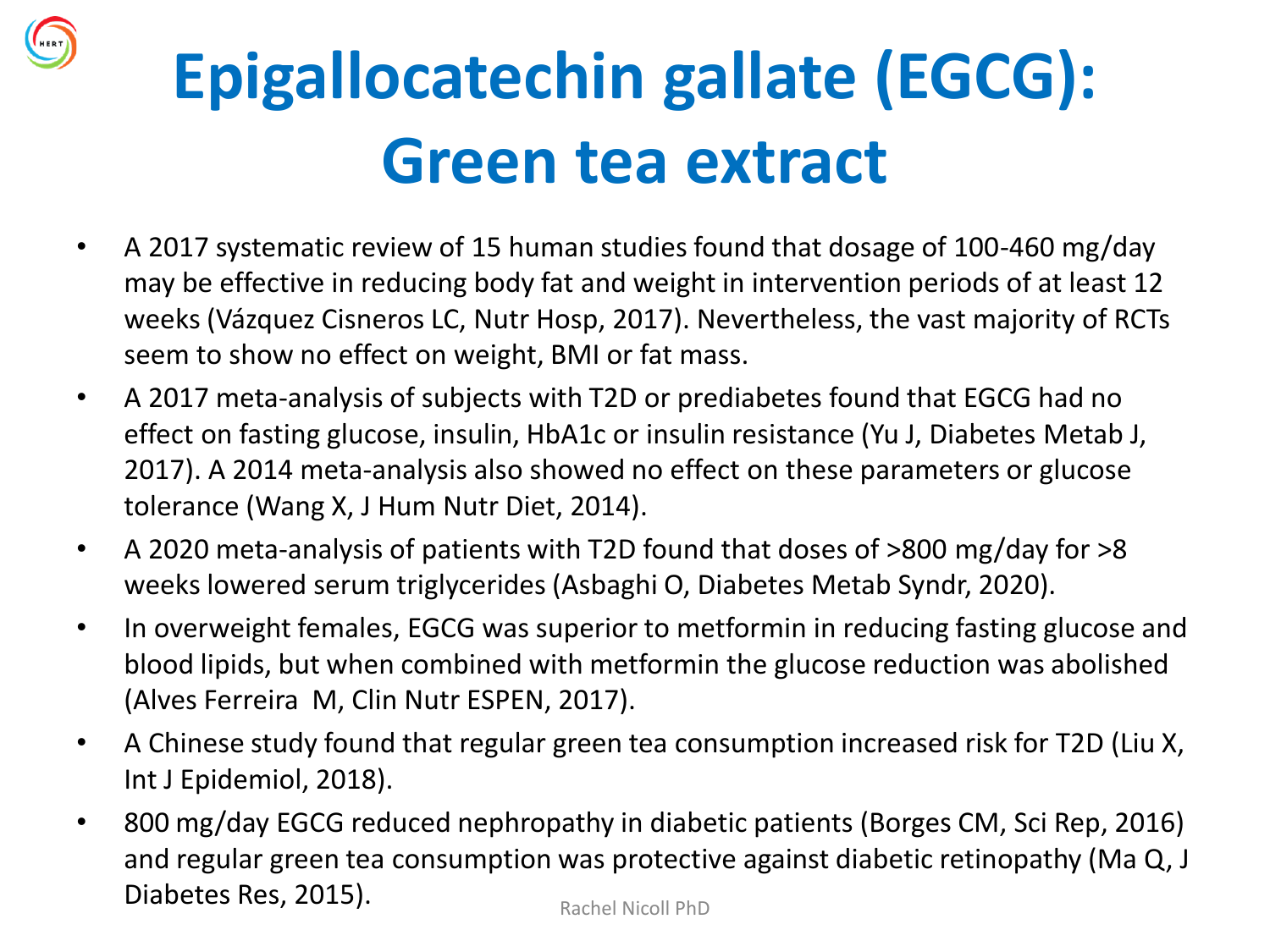# Epigallocatechin gallate (EGCG): Green tea extract

- A 2017 systematic review of 15 human studies found that dosage of 100-460 mg/day may be effective in reducing body fat and weight in intervention periods of at least 12 weeks (Vázquez Cisneros LC, Nutr Hosp, 2017). Nevertheless, the vast majority of RCTs seem to show no effect on weight, BMI or fat mass.
- A 2017 meta-analysis of subjects with T2D or prediabetes found that EGCG had no effect on fasting glucose, insulin, HbA1c or insulin resistance (Yu J, Diabetes Metab J, 2017). A 2014 meta-analysis also showed no effect on these parameters or glucose tolerance (Wang X, J Hum Nutr Diet, 2014).
- A 2020 meta-analysis of patients with T2D found that doses of >800 mg/day for >8 weeks lowered serum triglycerides (Asbaghi O, Diabetes Metab Syndr, 2020).
- In overweight females, EGCG was superior to metformin in reducing fasting glucose and blood lipids, but when combined with metformin the glucose reduction was abolished (Alves Ferreira M, Clin Nutr ESPEN, 2017).
- A Chinese study found that regular green tea consumption increased risk for T2D (Liu X, Int J Epidemiol, 2018).
- 800 mg/day EGCG reduced nephropathy in diabetic patients (Borges CM, Sci Rep, 2016) and regular green tea consumption was protective against diabetic retinopathy (Ma Q, J Diabetes Res, 2015).

Rachel Nicoll PhD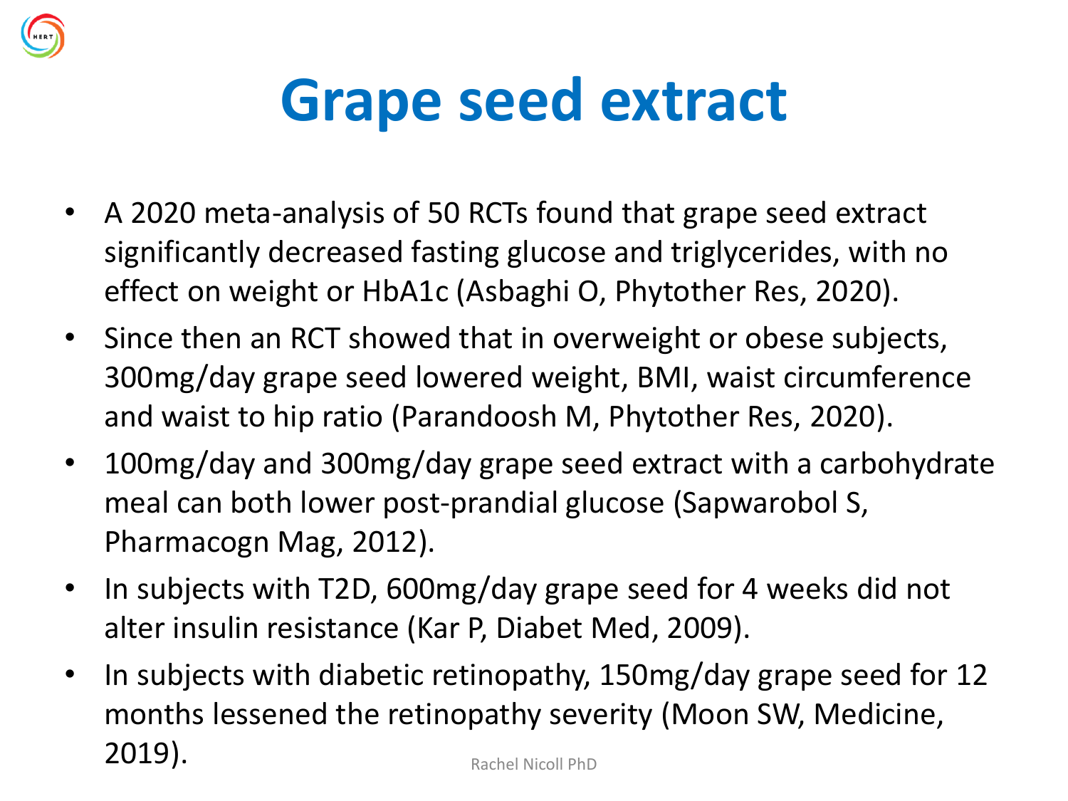# Grape seed extract

- A 2020 meta-analysis of 50 RCTs found that grape seed extract significantly decreased fasting glucose and triglycerides, with no effect on weight or HbA1c (Asbaghi O, Phytother Res, 2020).
- Since then an RCT showed that in overweight or obese subjects, 300mg/day grape seed lowered weight, BMI, waist circumference and waist to hip ratio (Parandoosh M, Phytother Res, 2020).
- 100mg/day and 300mg/day grape seed extract with a carbohydrate meal can both lower post-prandial glucose (Sapwarobol S, Pharmacogn Mag, 2012).
- In subjects with T2D, 600mg/day grape seed for 4 weeks did not alter insulin resistance (Kar P, Diabet Med, 2009).
- In subjects with diabetic retinopathy, 150mg/day grape seed for 12 months lessened the retinopathy severity (Moon SW, Medicine, 2019).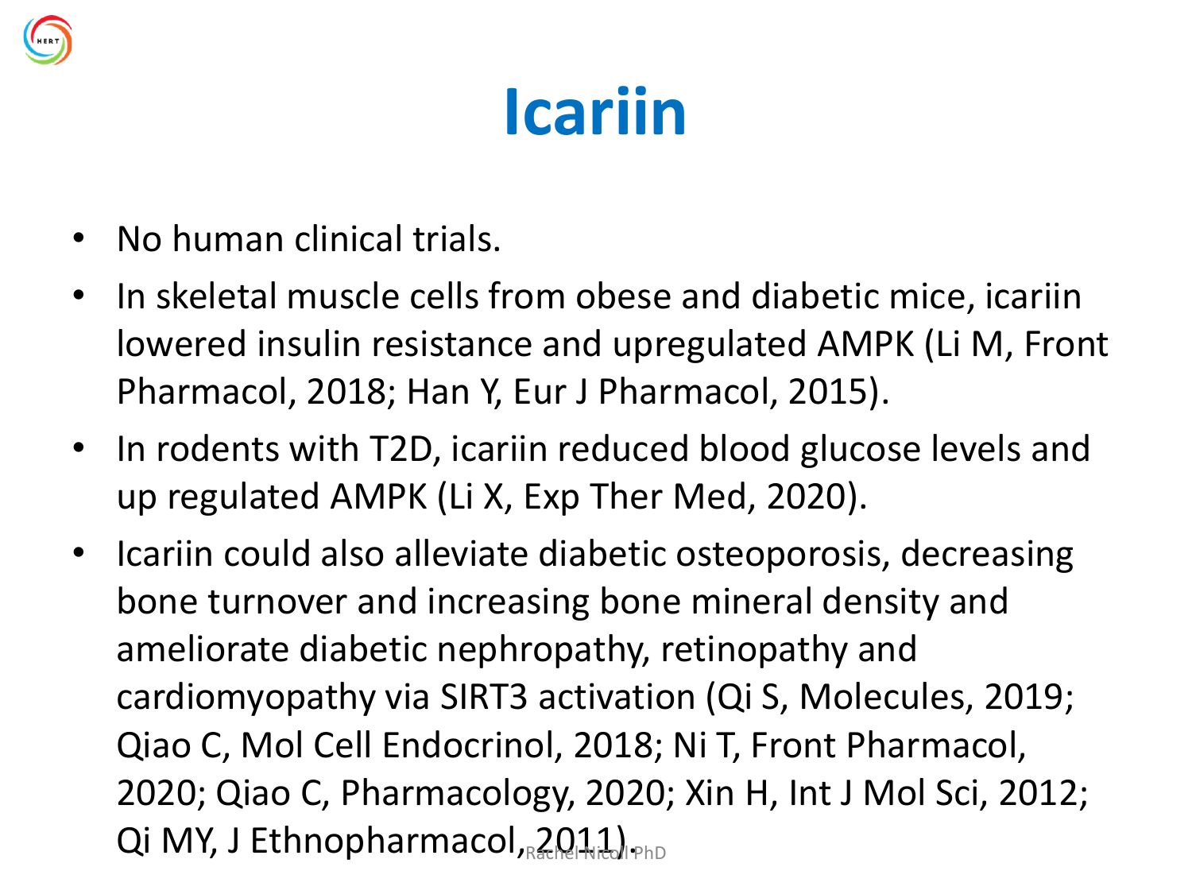# Icariin

- No human clinical trials.
- In skeletal muscle cells from obese and diabetic mice, icariin lowered insulin resistance and upregulated AMPK (Li M, Front Pharmacol, 2018; Han Y, Eur J Pharmacol, 2015).
- In rodents with T2D, icariin reduced blood glucose levels and up regulated AMPK (Li X, Exp Ther Med, 2020).
- Icariin could also alleviate diabetic osteoporosis, decreasing bone turnover and increasing bone mineral density and ameliorate diabetic nephropathy, retinopathy and cardiomyopathy via SIRT3 activation (Qi S, Molecules, 2019; Qiao C, Mol Cell Endocrinol, 2018; Ni T, Front Pharmacol, 2020; Qiao C, Pharmacology, 2020; Xin H, Int J Mol Sci, 2012; Qi MY, J Ethnopharmacol, 2011).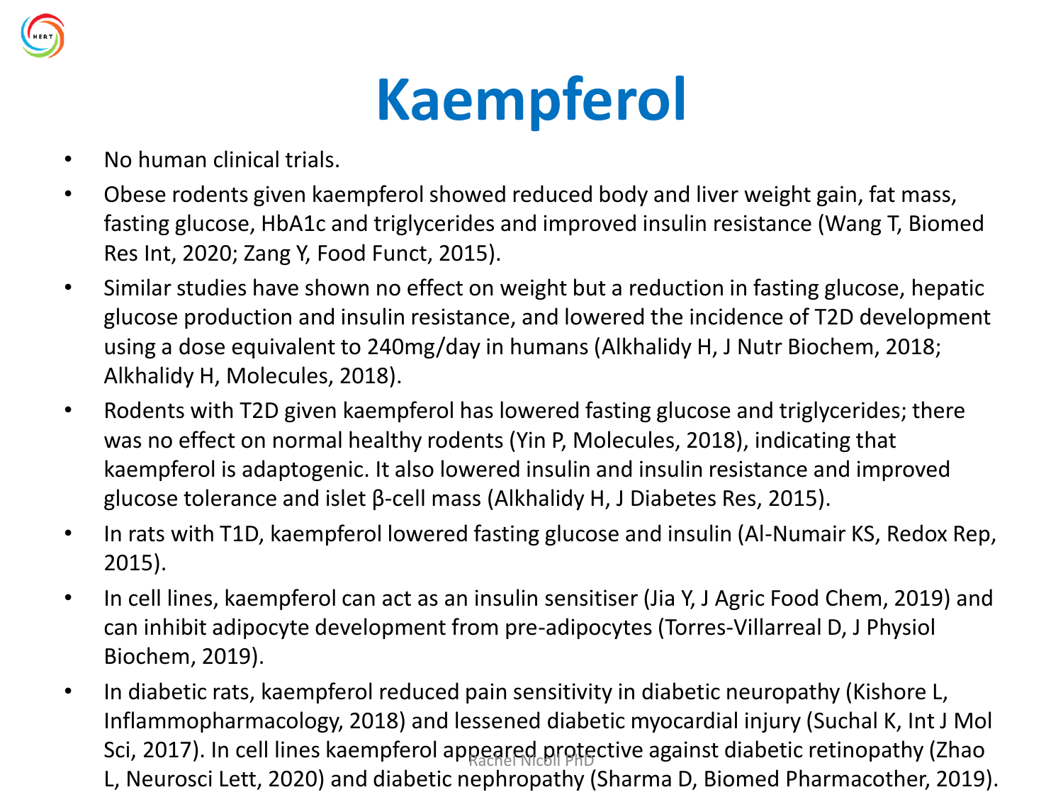# Kaempferol

- No human clinical trials.
- Obese rodents given kaempferol showed reduced body and liver weight gain, fat mass, fasting glucose, HbA1c and triglycerides and improved insulin resistance (Wang T, Biomed Res Int, 2020; Zang Y, Food Funct, 2015).
- Similar studies have shown no effect on weight but a reduction in fasting glucose, hepatic glucose production and insulin resistance, and lowered the incidence of T2D development using a dose equivalent to 240mg/day in humans (Alkhalidy H, J Nutr Biochem, 2018; Alkhalidy H, Molecules, 2018).
- Rodents with T2D given kaempferol has lowered fasting glucose and triglycerides; there was no effect on normal healthy rodents (Yin P, Molecules, 2018), indicating that kaempferol is adaptogenic. It also lowered insulin and insulin resistance and improved glucose tolerance and islet β-cell mass (Alkhalidy H, J Diabetes Res, 2015).
- In rats with T1D, kaempferol lowered fasting glucose and insulin (Al-Numair KS, Redox Rep, 2015).
- In cell lines, kaempferol can act as an insulin sensitiser (Jia Y, J Agric Food Chem, 2019) and can inhibit adipocyte development from pre-adipocytes (Torres-Villarreal D, J Physiol Biochem, 2019).
- In diabetic rats, kaempferol reduced pain sensitivity in diabetic neuropathy (Kishore L, Inflammopharmacology, 2018) and lessened diabetic myocardial injury (Suchal K, Int J Mol Sci, 2017). In cell lines kaempferol appeared protective against diabetic retinopathy (Zhao L, Neurosci Lett, 2020) and diabetic nephropathy (Sharma D, Biomed Pharmacother, 2019).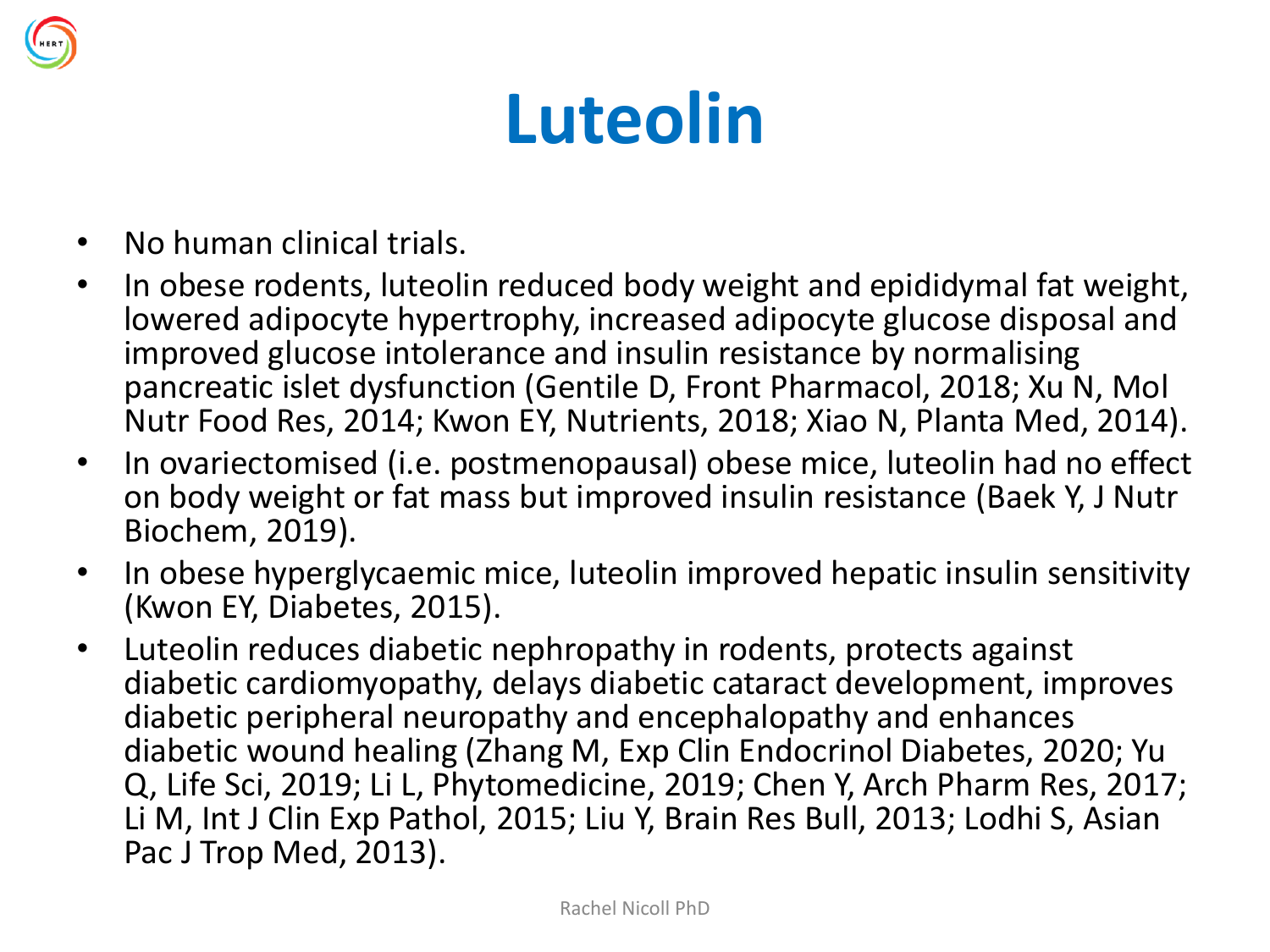# Luteolin

- No human clinical trials.
- In obese rodents, luteolin reduced body weight and epididymal fat weight, lowered adipocyte hypertrophy, increased adipocyte glucose disposal and improved glucose intolerance and insulin resistance by normalising pancreatic islet dysfunction (Gentile D, Front Pharmacol, 2018; Xu N, Mol Nutr Food Res, 2014; Kwon EY, Nutrients, 2018; Xiao N, Planta Med, 2014).
- In ovariectomised (i.e. postmenopausal) obese mice, luteolin had no effect on body weight or fat mass but improved insulin resistance (Baek Y, J Nutr Biochem, 2019).
- In obese hyperglycaemic mice, luteolin improved hepatic insulin sensitivity (Kwon EY, Diabetes, 2015).
- Luteolin reduces diabetic nephropathy in rodents, protects against diabetic cardiomyopathy, delays diabetic cataract development, improves diabetic peripheral neuropathy and encephalopathy and enhances diabetic wound healing (Zhang M, Exp Clin Endocrinol Diabetes, 2020; Yu Q, Life Sci, 2019; Li L, Phytomedicine, 2019; Chen Y, Arch Pharm Res, 2017; Li M, Int J Clin Exp Pathol, 2015; Liu Y, Brain Res Bull, 2013; Lodhi S, Asian Pac J Trop Med, 2013).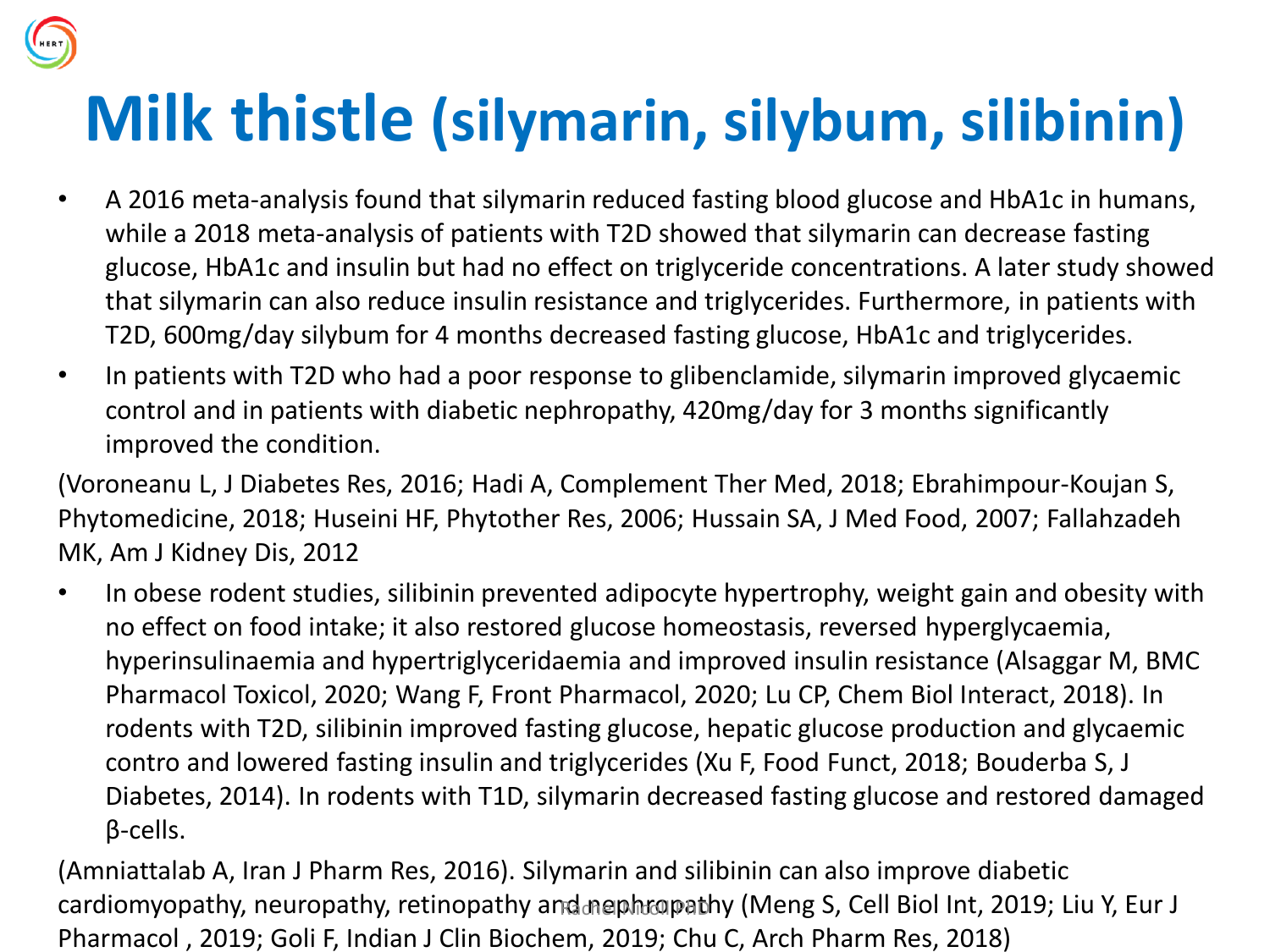# Milk thistle (silymarin, silybum, silibinin)

- A 2016 meta-analysis found that silymarin reduced fasting blood glucose and HbA1c in humans, while a 2018 meta-analysis of patients with T2D showed that silymarin can decrease fasting glucose, HbA1c and insulin but had no effect on triglyceride concentrations. A later study showed that silymarin can also reduce insulin resistance and triglycerides. Furthermore, in patients with T2D, 600mg/day silybum for 4 months decreased fasting glucose, HbA1c and triglycerides.
- In patients with T2D who had a poor response to glibenclamide, silymarin improved glycaemic control and in patients with diabetic nephropathy, 420mg/day for 3 months significantly improved the condition.

(Voroneanu L, J Diabetes Res, 2016; Hadi A, Complement Ther Med, 2018; Ebrahimpour-Koujan S, Phytomedicine, 2018; Huseini HF, Phytother Res, 2006; Hussain SA, J Med Food, 2007; Fallahzadeh MK, Am J Kidney Dis, 2012

- In obese rodent studies, silibinin prevented adipocyte hypertrophy, weight gain and obesity with no effect on food intake; it also restored glucose homeostasis, reversed hyperglycaemia, hyperinsulinaemia and hypertriglyceridaemia and improved insulin resistance (Alsaggar M, BMC Pharmacol Toxicol, 2020; Wang F, Front Pharmacol, 2020; Lu CP, Chem Biol Interact, 2018). In rodents with T2D, silibinin improved fasting glucose, hepatic glucose production and glycaemic contro and lowered fasting insulin and triglycerides (Xu F, Food Funct, 2018; Bouderba S, J Diabetes, 2014). In rodents with T1D, silymarin decreased fasting glucose and restored damaged β-cells.

(Amniattalab A, Iran J Pharm Res, 2016). Silymarin and silibinin can also improve diabetic cardiomyopathy, neuropathy, retinopathy and nephropathy (Meng S, Cell Biol Int, 2019; Liu Y, Eur J Pharmacol , 2019; Goli F, Indian J Clin Biochem, 2019; Chu C, Arch Pharm Res, 2018)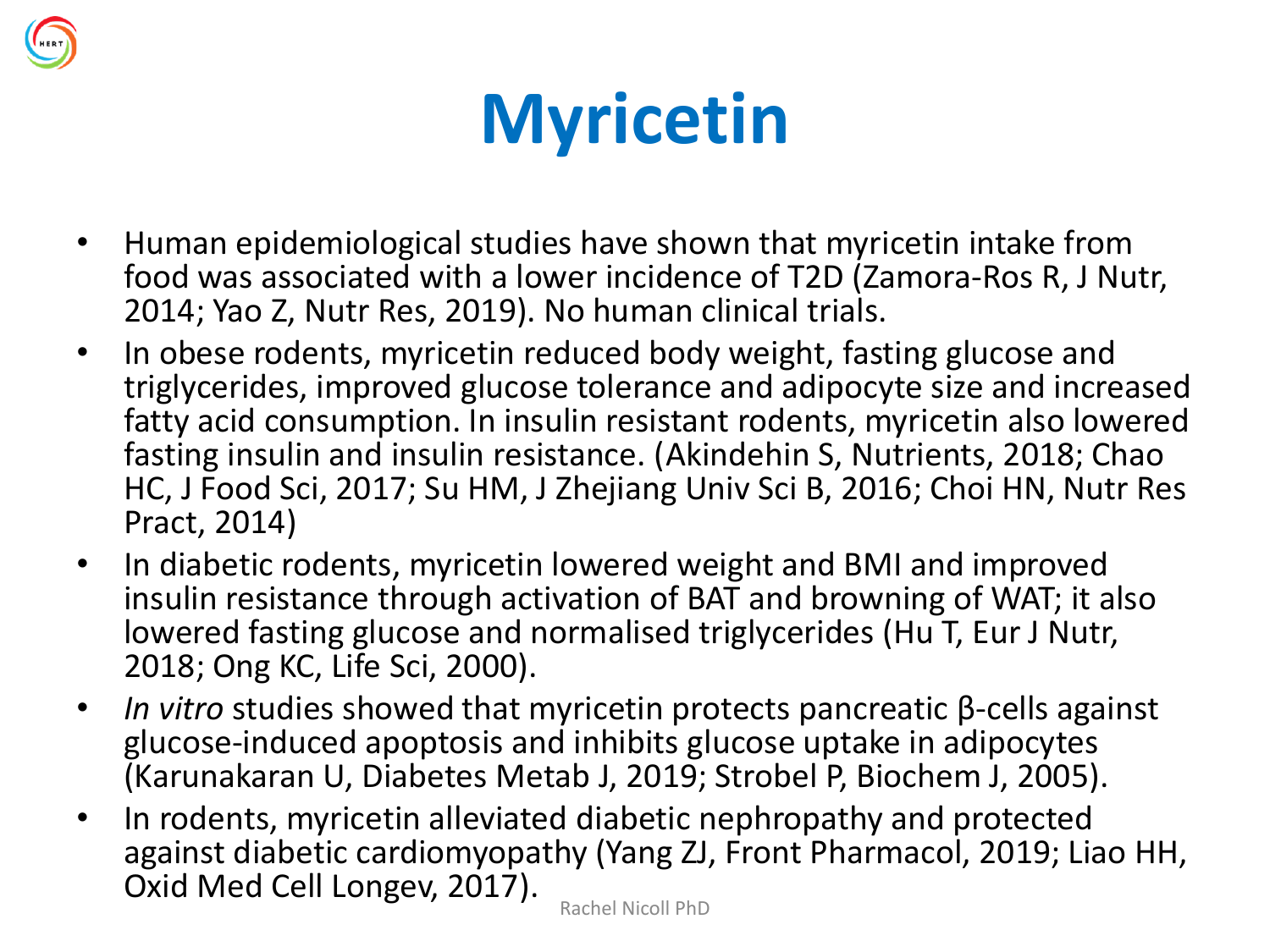# Myricetin

- Human epidemiological studies have shown that myricetin intake from food was associated with a lower incidence of T2D (Zamora-Ros R, J Nutr, 2014; Yao Z, Nutr Res, 2019). No human clinical trials.
- In obese rodents, myricetin reduced body weight, fasting glucose and triglycerides, improved glucose tolerance and adipocyte size and increased fatty acid consumption. In insulin resistant rodents, myricetin also lowered fasting insulin and insulin resistance. (Akindehin S, Nutrients, 2018; Chao HC, J Food Sci, 2017; Su HM, J Zhejiang Univ Sci B, 2016; Choi HN, Nutr Res Pract, 2014)
- In diabetic rodents, myricetin lowered weight and BMI and improved insulin resistance through activation of BAT and browning of WAT; it also lowered fasting glucose and normalised triglycerides (Hu T, Eur J Nutr, 2018; Ong KC, Life Sci, 2000).
- *In vitro* studies showed that myricetin protects pancreatic β-cells against glucose-induced apoptosis and inhibits glucose uptake in adipocytes (Karunakaran U, Diabetes Metab J, 2019; Strobel P, Biochem J, 2005).
- In rodents, myricetin alleviated diabetic nephropathy and protected against diabetic cardiomyopathy (Yang ZJ, Front Pharmacol, 2019; Liao HH, Oxid Med Cell Longev, 2017).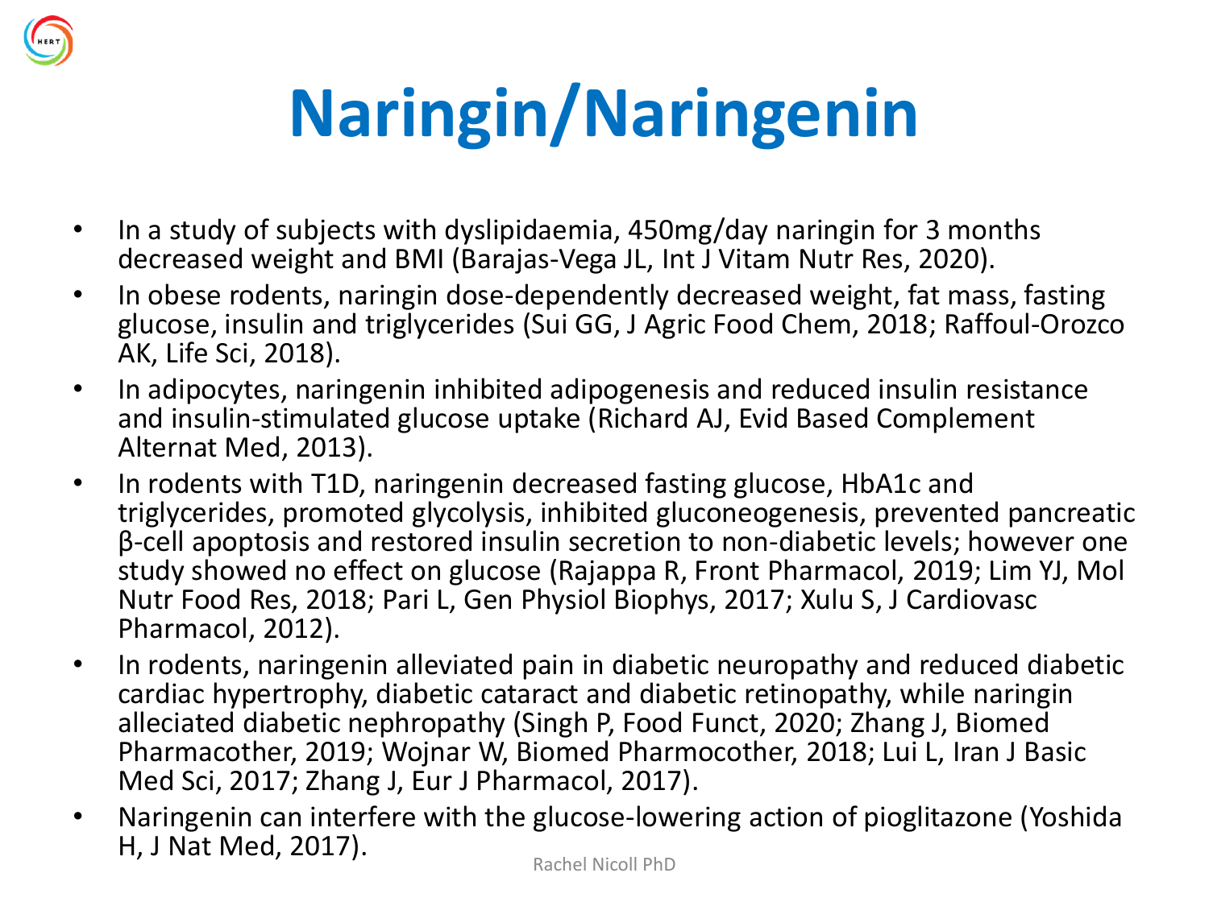# Naringin/Naringenin

- In a study of subjects with dyslipidaemia, 450mg/day naringin for 3 months decreased weight and BMI (Barajas-Vega JL, Int J Vitam Nutr Res, 2020).
- In obese rodents, naringin dose-dependently decreased weight, fat mass, fasting glucose, insulin and triglycerides (Sui GG, J Agric Food Chem, 2018; Raffoul-Orozco AK, Life Sci, 2018).
- In adipocytes, naringenin inhibited adipogenesis and reduced insulin resistance and insulin-stimulated glucose uptake (Richard AJ, Evid Based Complement Alternat Med, 2013).
- In rodents with T1D, naringenin decreased fasting glucose, HbA1c and triglycerides, promoted glycolysis, inhibited gluconeogenesis, prevented pancreatic β-cell apoptosis and restored insulin secretion to non-diabetic levels; however one study showed no effect on glucose (Rajappa R, Front Pharmacol, 2019; Lim YJ, Mol Nutr Food Res, 2018; Pari L, Gen Physiol Biophys, 2017; Xulu S, J Cardiovasc Pharmacol, 2012).
- In rodents, naringenin alleviated pain in diabetic neuropathy and reduced diabetic cardiac hypertrophy, diabetic cataract and diabetic retinopathy, while naringin alleciated diabetic nephropathy (Singh P, Food Funct, 2020; Zhang J, Biomed Pharmacother, 2019; Wojnar W, Biomed Pharmocother, 2018; Lui L, Iran J Basic Med Sci, 2017; Zhang J, Eur J Pharmacol, 2017).
- Naringenin can interfere with the glucose-lowering action of pioglitazone (Yoshida H, J Nat Med, 2017).

Rachel Nicoll PhD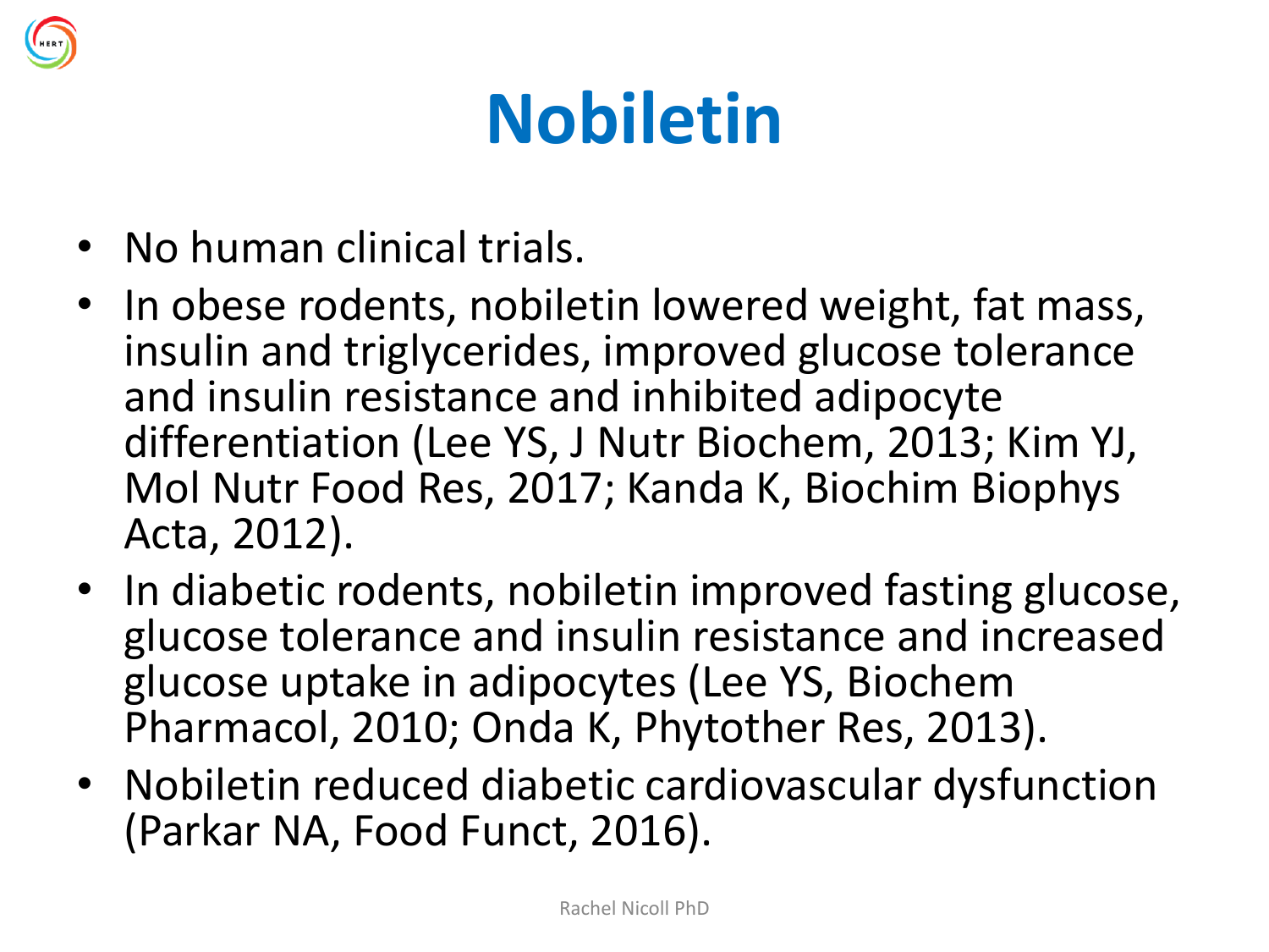# Nobiletin

- No human clinical trials.
- In obese rodents, nobiletin lowered weight, fat mass, insulin and triglycerides, improved glucose tolerance and insulin resistance and inhibited adipocyte differentiation (Lee YS, J Nutr Biochem, 2013; Kim YJ, Mol Nutr Food Res, 2017; Kanda K, Biochim Biophys Acta, 2012).
- In diabetic rodents, nobiletin improved fasting glucose, glucose tolerance and insulin resistance and increased glucose uptake in adipocytes (Lee YS, Biochem Pharmacol, 2010; Onda K, Phytother Res, 2013).
- Nobiletin reduced diabetic cardiovascular dysfunction (Parkar NA, Food Funct, 2016).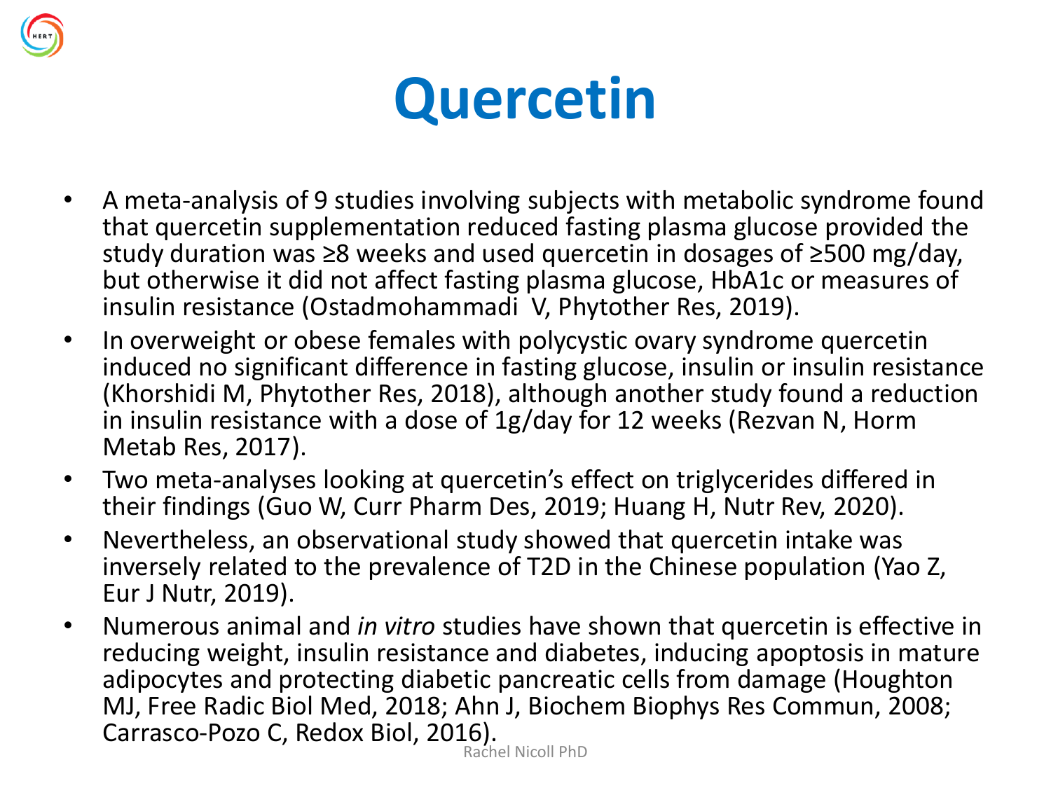# Quercetin

- A meta-analysis of 9 studies involving subjects with metabolic syndrome found that quercetin supplementation reduced fasting plasma glucose provided the study duration was ≥8 weeks and used quercetin in dosages of ≥500 mg/day, but otherwise it did not affect fasting plasma glucose, HbA1c or measures of insulin resistance (Ostadmohammadi V, Phytother Res, 2019).
- In overweight or obese females with polycystic ovary syndrome quercetin induced no significant difference in fasting glucose, insulin or insulin resistance (Khorshidi M, Phytother Res, 2018), although another study found a reduction in insulin resistance with a dose of 1g/day for 12 weeks (Rezvan N, Horm Metab Res, 2017).
- Two meta-analyses looking at quercetin's effect on triglycerides differed in their findings (Guo W, Curr Pharm Des, 2019; Huang H, Nutr Rev, 2020).
- Nevertheless, an observational study showed that quercetin intake was inversely related to the prevalence of T2D in the Chinese population (Yao Z, Eur J Nutr, 2019).
- Numerous animal and *in vitro* studies have shown that quercetin is effective in reducing weight, insulin resistance and diabetes, inducing apoptosis in mature adipocytes and protecting diabetic pancreatic cells from damage (Houghton MJ, Free Radic Biol Med, 2018; Ahn J, Biochem Biophys Res Commun, 2008; Carrasco-Pozo C, Redox Biol, 2016).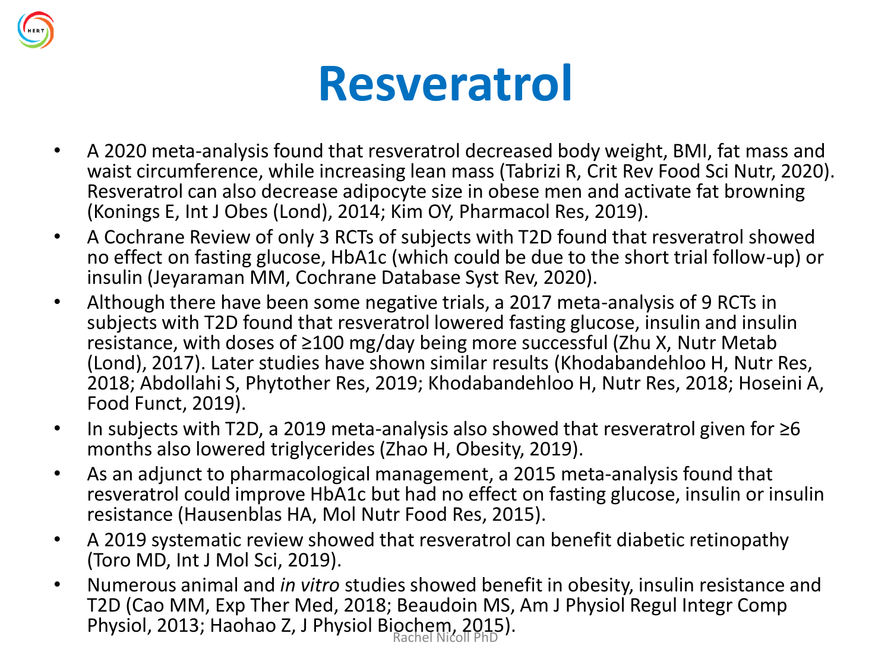# Resveratrol

- A 2020 meta-analysis found that resveratrol decreased body weight, BMI, fat mass and waist circumference, while increasing lean mass (Tabrizi R, Crit Rev Food Sci Nutr, 2020). Resveratrol can also decrease adipocyte size in obese men and activate fat browning (Konings E, Int J Obes (Lond), 2014; Kim OY, Pharmacol Res, 2019).
- A Cochrane Review of only 3 RCTs of subjects with T2D found that resveratrol showed no effect on fasting glucose, HbA1c (which could be due to the short trial follow-up) or insulin (Jeyaraman MM, Cochrane Database Syst Rev, 2020).
- Although there have been some negative trials, a 2017 meta-analysis of 9 RCTs in subjects with T2D found that resveratrol lowered fasting glucose, insulin and insulin resistance, with doses of ≥100 mg/day being more successful (Zhu X, Nutr Metab (Lond), 2017). Later studies have shown similar results (Khodabandehloo H, Nutr Res, 2018; Abdollahi S, Phytother Res, 2019; Khodabandehloo H, Nutr Res, 2018; Hoseini A, Food Funct, 2019).
- In subjects with T2D, a 2019 meta-analysis also showed that resveratrol given for ≥6 months also lowered triglycerides (Zhao H, Obesity, 2019).
- As an adjunct to pharmacological management, a 2015 meta-analysis found that resveratrol could improve HbA1c but had no effect on fasting glucose, insulin or insulin resistance (Hausenblas HA, Mol Nutr Food Res, 2015).
- A 2019 systematic review showed that resveratrol can benefit diabetic retinopathy (Toro MD, Int J Mol Sci, 2019).
- Numerous animal and *in vitro* studies showed benefit in obesity, insulin resistance and T2D (Cao MM, Exp Ther Med, 2018; Beaudoin MS, Am J Physiol Regul Integr Comp Physiol, 2013; Haohao Z, J Physiol Biochem, 2015).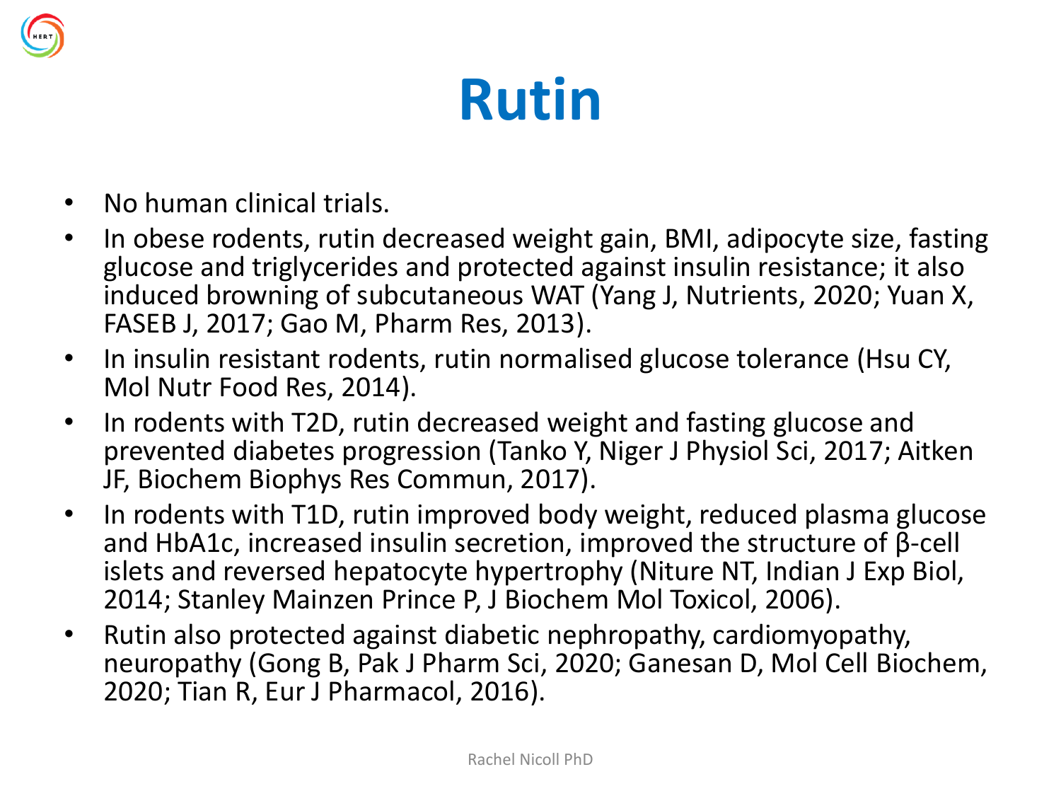# Rutin

- No human clinical trials.
- In obese rodents, rutin decreased weight gain, BMI, adipocyte size, fasting glucose and triglycerides and protected against insulin resistance; it also induced browning of subcutaneous WAT (Yang J, Nutrients, 2020; Yuan X, FASEB J, 2017; Gao M, Pharm Res, 2013).
- In insulin resistant rodents, rutin normalised glucose tolerance (Hsu CY, Mol Nutr Food Res, 2014).
- In rodents with T2D, rutin decreased weight and fasting glucose and prevented diabetes progression (Tanko Y, Niger J Physiol Sci, 2017; Aitken JF, Biochem Biophys Res Commun, 2017).
- In rodents with T1D, rutin improved body weight, reduced plasma glucose and HbA1c, increased insulin secretion, improved the structure of β-cell islets and reversed hepatocyte hypertrophy (Niture NT, Indian J Exp Biol, 2014; Stanley Mainzen Prince P, J Biochem Mol Toxicol, 2006).
- Rutin also protected against diabetic nephropathy, cardiomyopathy, neuropathy (Gong B, Pak J Pharm Sci, 2020; Ganesan D, Mol Cell Biochem, 2020; Tian R, Eur J Pharmacol, 2016).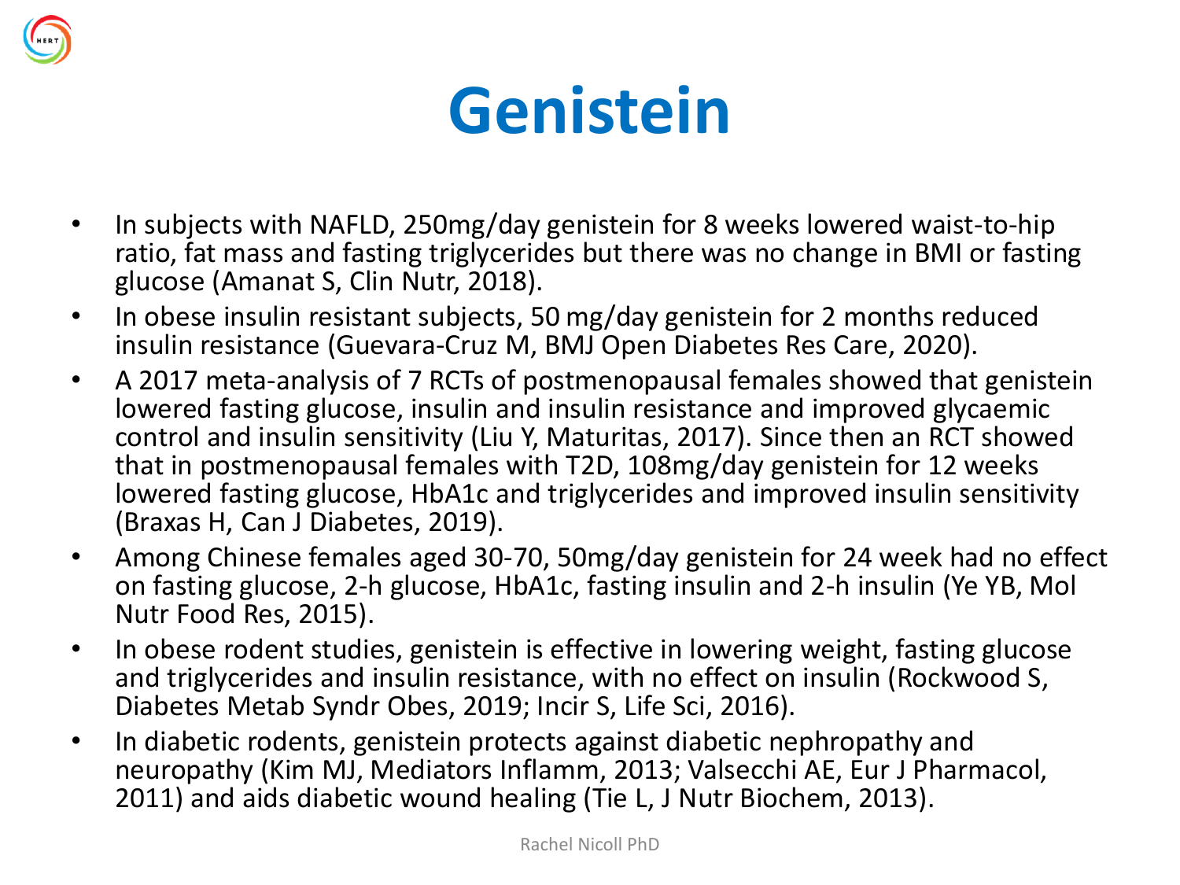# Genistein

- In subjects with NAFLD, 250mg/day genistein for 8 weeks lowered waist-to-hip ratio, fat mass and fasting triglycerides but there was no change in BMI or fasting glucose (Amanat S, Clin Nutr, 2018).
- In obese insulin resistant subjects, 50 mg/day genistein for 2 months reduced insulin resistance (Guevara-Cruz M, BMJ Open Diabetes Res Care, 2020).
- A 2017 meta-analysis of 7 RCTs of postmenopausal females showed that genistein lowered fasting glucose, insulin and insulin resistance and improved glycaemic control and insulin sensitivity (Liu Y, Maturitas, 2017). Since then an RCT showed that in postmenopausal females with T2D, 108mg/day genistein for 12 weeks lowered fasting glucose, HbA1c and triglycerides and improved insulin sensitivity (Braxas H, Can J Diabetes, 2019).
- Among Chinese females aged 30-70, 50mg/day genistein for 24 week had no effect on fasting glucose, 2-h glucose, HbA1c, fasting insulin and 2-h insulin (Ye YB, Mol Nutr Food Res, 2015).
- In obese rodent studies, genistein is effective in lowering weight, fasting glucose and triglycerides and insulin resistance, with no effect on insulin (Rockwood S, Diabetes Metab Syndr Obes, 2019; Incir S, Life Sci, 2016).
- In diabetic rodents, genistein protects against diabetic nephropathy and neuropathy (Kim MJ, Mediators Inflamm, 2013; Valsecchi AE, Eur J Pharmacol, 2011) and aids diabetic wound healing (Tie L, J Nutr Biochem, 2013).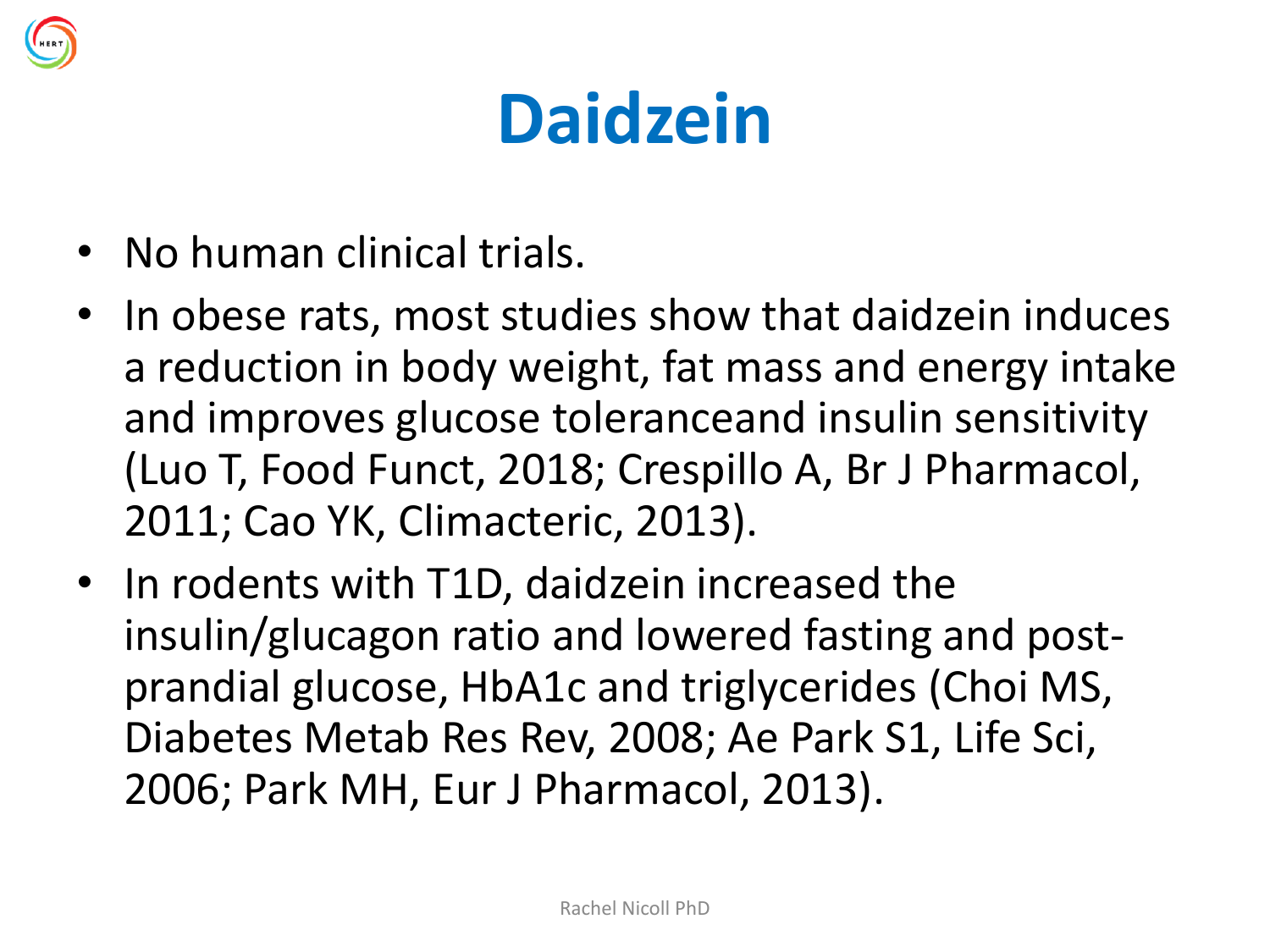# Daidzein

- No human clinical trials.
- In obese rats, most studies show that daidzein induces a reduction in body weight, fat mass and energy intake and improves glucose toleranceand insulin sensitivity (Luo T, Food Funct, 2018; Crespillo A, Br J Pharmacol, 2011; Cao YK, Climacteric, 2013).
- In rodents with T1D, daidzein increased the insulin/glucagon ratio and lowered fasting and post-prandial glucose, HbA1c and triglycerides (Choi MS, Diabetes Metab Res Rev, 2008; Ae Park S1, Life Sci, 2006; Park MH, Eur J Pharmacol, 2013).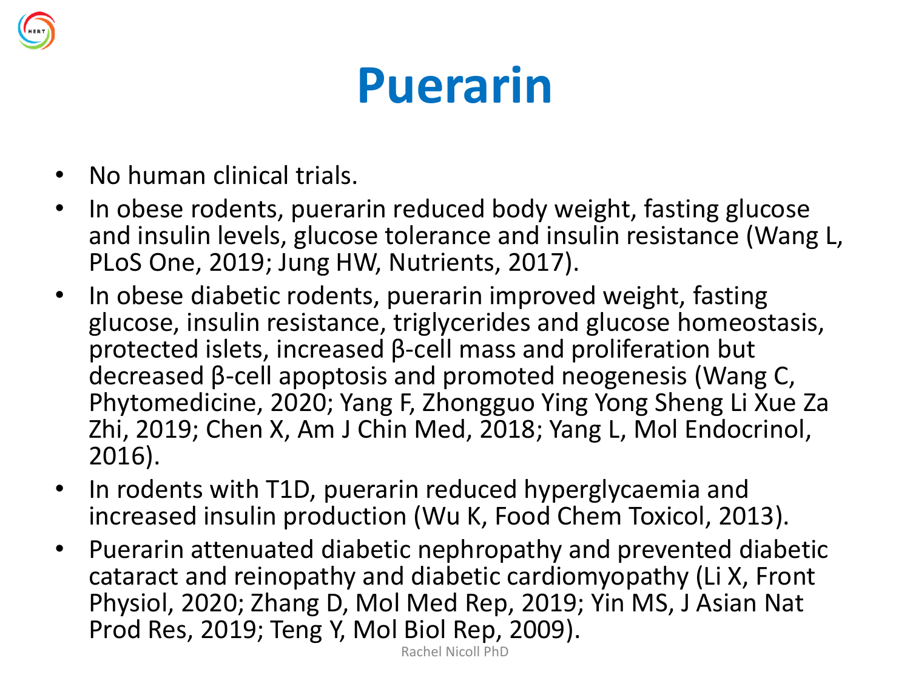# Puerarin

- No human clinical trials.
- In obese rodents, puerarin reduced body weight, fasting glucose and insulin levels, glucose tolerance and insulin resistance (Wang L, PLoS One, 2019; Jung HW, Nutrients, 2017).
- In obese diabetic rodents, puerarin improved weight, fasting glucose, insulin resistance, triglycerides and glucose homeostasis, protected islets, increased β-cell mass and proliferation but decreased β-cell apoptosis and promoted neogenesis (Wang C, Phytomedicine, 2020; Yang F, Zhongguo Ying Yong Sheng Li Xue Za Zhi, 2019; Chen X, Am J Chin Med, 2018; Yang L, Mol Endocrinol, 2016).
- In rodents with T1D, puerarin reduced hyperglycaemia and increased insulin production (Wu K, Food Chem Toxicol, 2013).
- Puerarin attenuated diabetic nephropathy and prevented diabetic cataract and reinopathy and diabetic cardiomyopathy (Li X, Front Physiol, 2020; Zhang D, Mol Med Rep, 2019; Yin MS, J Asian Nat Prod Res, 2019; Teng Y, Mol Biol Rep, 2009).